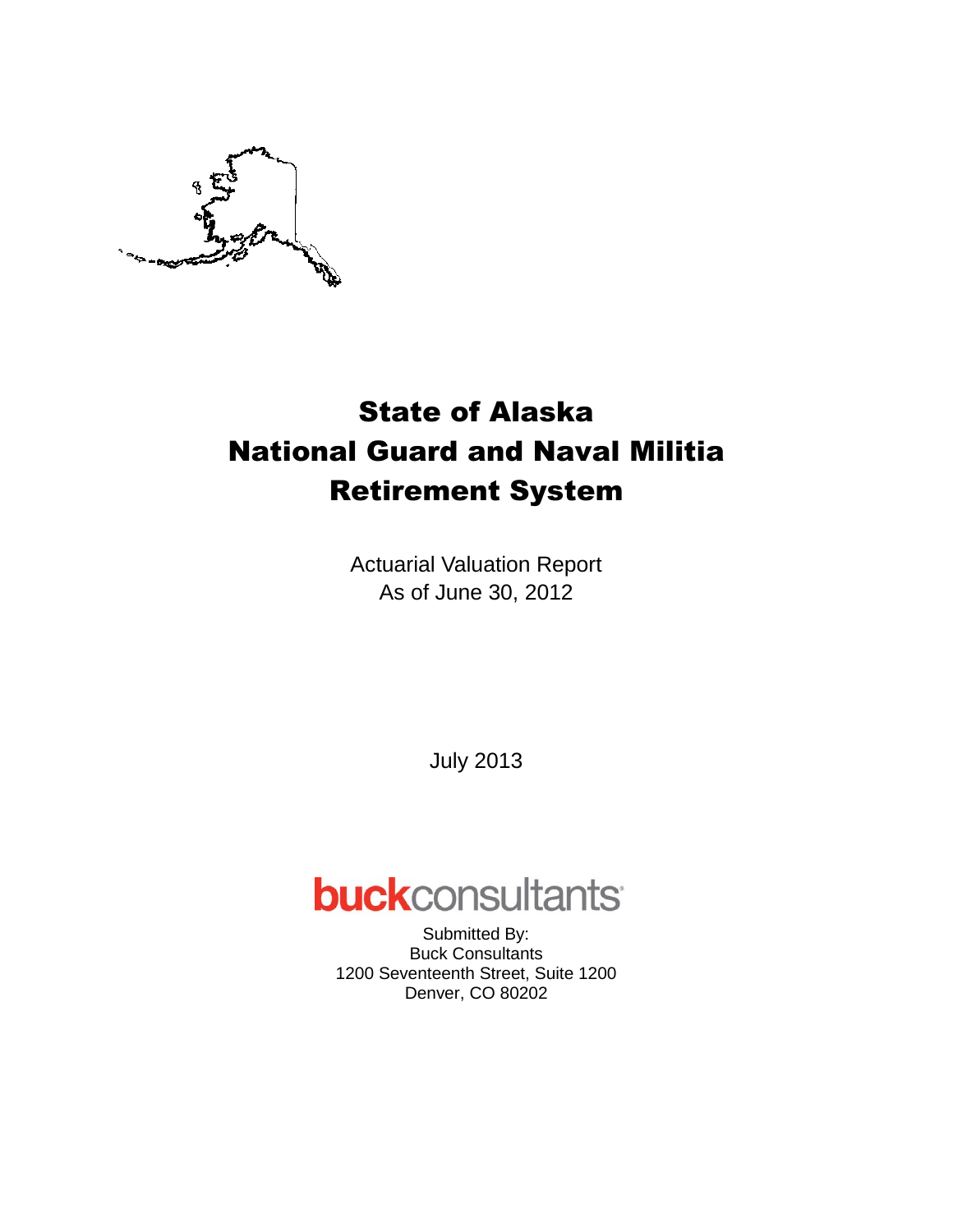# State of Alaska
# National Guard and Naval Militia
# Retirement System

Actuarial Valuation Report
As of June 30, 2012

July 2013

**buck**consultants

Submitted By:
Buck Consultants
1200 Seventeenth Street, Suite 1200
Denver, CO 80202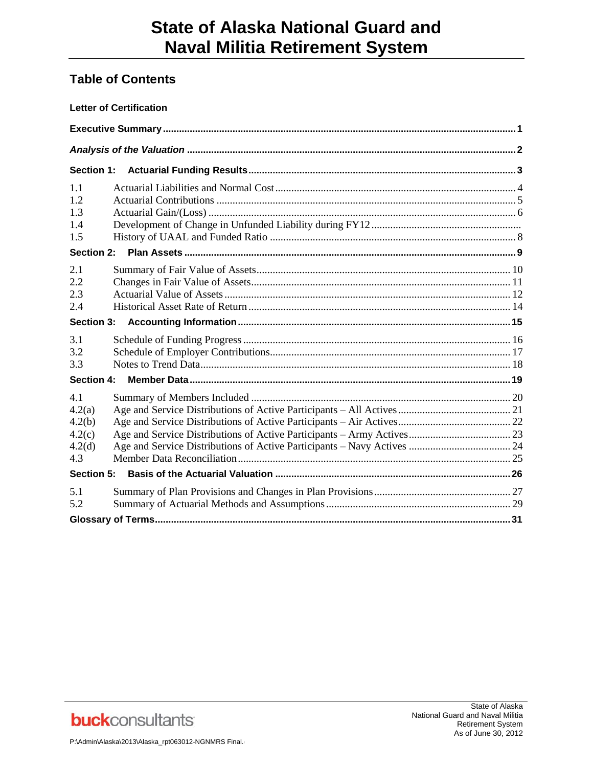# State of Alaska National Guard and Naval Militia Retirement System

## Table of Contents

**Letter of Certification**

**Executive Summary** .......... 1

***Analysis of the Valuation*** .......... 2

**Section 1: Actuarial Funding Results** .......... 3

| | | |
|---|---|---|
| 1.1 | Actuarial Liabilities and Normal Cost | 4 |
| 1.2 | Actuarial Contributions | 5 |
| 1.3 | Actuarial Gain/(Loss) | 6 |
| 1.4 | Development of Change in Unfunded Liability during FY12 | |
| 1.5 | History of UAAL and Funded Ratio | 8 |

**Section 2: Plan Assets** .......... 9

| | | |
|---|---|---|
| 2.1 | Summary of Fair Value of Assets | 10 |
| 2.2 | Changes in Fair Value of Assets | 11 |
| 2.3 | Actuarial Value of Assets | 12 |
| 2.4 | Historical Asset Rate of Return | 14 |

**Section 3: Accounting Information** .......... 15

| | | |
|---|---|---|
| 3.1 | Schedule of Funding Progress | 16 |
| 3.2 | Schedule of Employer Contributions | 17 |
| 3.3 | Notes to Trend Data | 18 |

**Section 4: Member Data** .......... 19

| | | |
|---|---|---|
| 4.1 | Summary of Members Included | 20 |
| 4.2(a) | Age and Service Distributions of Active Participants – All Actives | 21 |
| 4.2(b) | Age and Service Distributions of Active Participants – Air Actives | 22 |
| 4.2(c) | Age and Service Distributions of Active Participants – Army Actives | 23 |
| 4.2(d) | Age and Service Distributions of Active Participants – Navy Actives | 24 |
| 4.3 | Member Data Reconciliation | 25 |

**Section 5: Basis of the Actuarial Valuation** .......... 26

| | | |
|---|---|---|
| 5.1 | Summary of Plan Provisions and Changes in Plan Provisions | 27 |
| 5.2 | Summary of Actuarial Methods and Assumptions | 29 |

**Glossary of Terms** .......... 31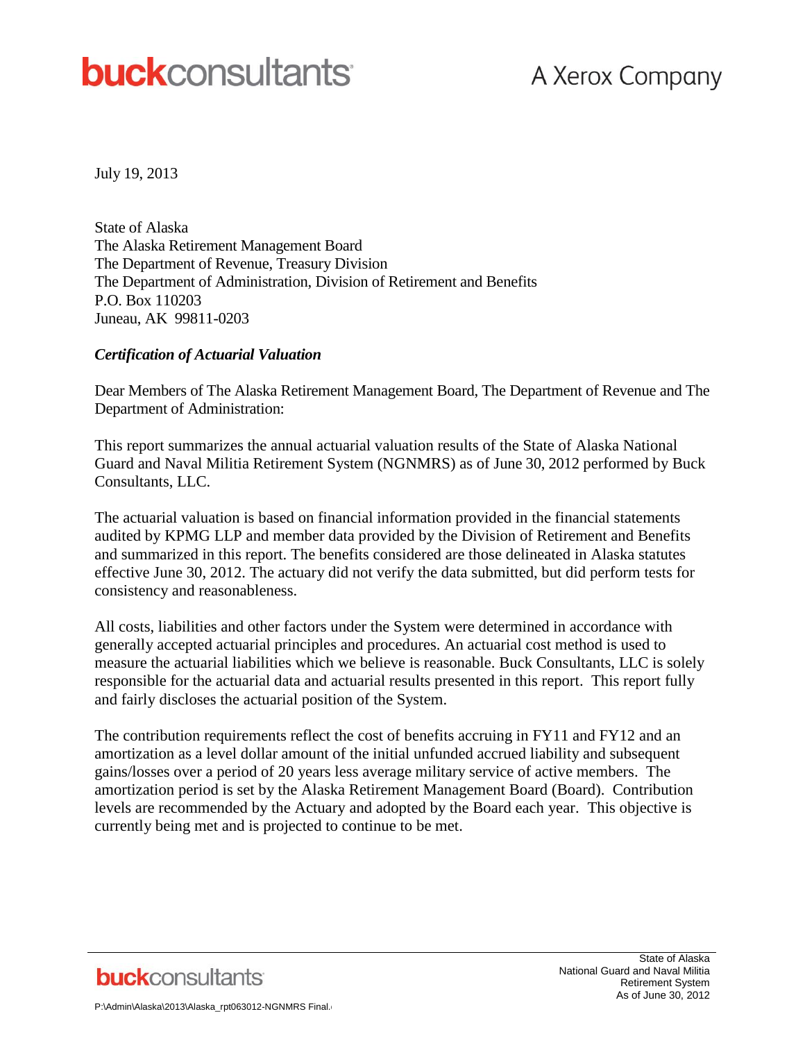July 19, 2013

State of Alaska
The Alaska Retirement Management Board
The Department of Revenue, Treasury Division
The Department of Administration, Division of Retirement and Benefits
P.O. Box 110203
Juneau, AK 99811-0203

***Certification of Actuarial Valuation***

Dear Members of The Alaska Retirement Management Board, The Department of Revenue and The Department of Administration:

This report summarizes the annual actuarial valuation results of the State of Alaska National Guard and Naval Militia Retirement System (NGNMRS) as of June 30, 2012 performed by Buck Consultants, LLC.

The actuarial valuation is based on financial information provided in the financial statements audited by KPMG LLP and member data provided by the Division of Retirement and Benefits and summarized in this report. The benefits considered are those delineated in Alaska statutes effective June 30, 2012. The actuary did not verify the data submitted, but did perform tests for consistency and reasonableness.

All costs, liabilities and other factors under the System were determined in accordance with generally accepted actuarial principles and procedures. An actuarial cost method is used to measure the actuarial liabilities which we believe is reasonable. Buck Consultants, LLC is solely responsible for the actuarial data and actuarial results presented in this report. This report fully and fairly discloses the actuarial position of the System.

The contribution requirements reflect the cost of benefits accruing in FY11 and FY12 and an amortization as a level dollar amount of the initial unfunded accrued liability and subsequent gains/losses over a period of 20 years less average military service of active members. The amortization period is set by the Alaska Retirement Management Board (Board). Contribution levels are recommended by the Actuary and adopted by the Board each year. This objective is currently being met and is projected to continue to be met.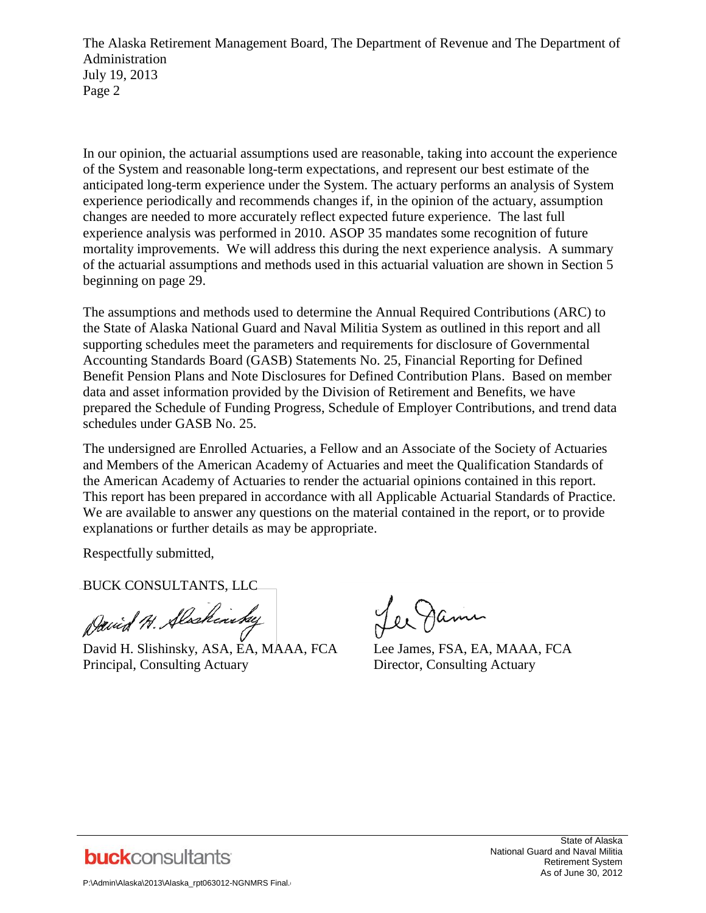In our opinion, the actuarial assumptions used are reasonable, taking into account the experience of the System and reasonable long-term expectations, and represent our best estimate of the anticipated long-term experience under the System. The actuary performs an analysis of System experience periodically and recommends changes if, in the opinion of the actuary, assumption changes are needed to more accurately reflect expected future experience. The last full experience analysis was performed in 2010. ASOP 35 mandates some recognition of future mortality improvements. We will address this during the next experience analysis. A summary of the actuarial assumptions and methods used in this actuarial valuation are shown in Section 5 beginning on page 29.

The assumptions and methods used to determine the Annual Required Contributions (ARC) to the State of Alaska National Guard and Naval Militia System as outlined in this report and all supporting schedules meet the parameters and requirements for disclosure of Governmental Accounting Standards Board (GASB) Statements No. 25, Financial Reporting for Defined Benefit Pension Plans and Note Disclosures for Defined Contribution Plans. Based on member data and asset information provided by the Division of Retirement and Benefits, we have prepared the Schedule of Funding Progress, Schedule of Employer Contributions, and trend data schedules under GASB No. 25.

The undersigned are Enrolled Actuaries, a Fellow and an Associate of the Society of Actuaries and Members of the American Academy of Actuaries and meet the Qualification Standards of the American Academy of Actuaries to render the actuarial opinions contained in this report. This report has been prepared in accordance with all Applicable Actuarial Standards of Practice. We are available to answer any questions on the material contained in the report, or to provide explanations or further details as may be appropriate.

Respectfully submitted,

BUCK CONSULTANTS, LLC

David H. Slishinsky, ASA, EA, MAAA, FCA
Principal, Consulting Actuary

Lee James, FSA, EA, MAAA, FCA
Director, Consulting Actuary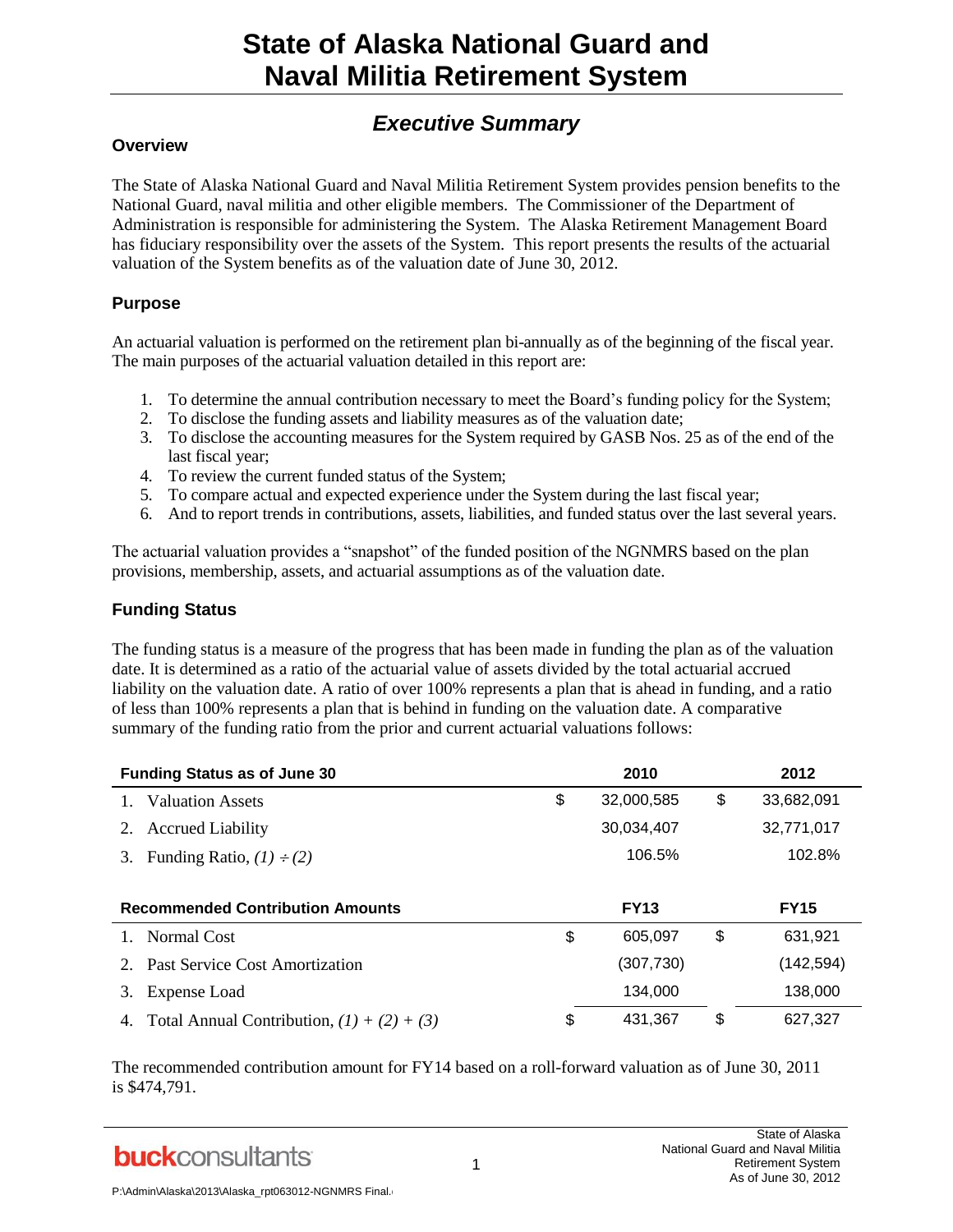# State of Alaska National Guard and Naval Militia Retirement System

## *Executive Summary*

### Overview

The State of Alaska National Guard and Naval Militia Retirement System provides pension benefits to the National Guard, naval militia and other eligible members. The Commissioner of the Department of Administration is responsible for administering the System. The Alaska Retirement Management Board has fiduciary responsibility over the assets of the System. This report presents the results of the actuarial valuation of the System benefits as of the valuation date of June 30, 2012.

### Purpose

An actuarial valuation is performed on the retirement plan bi-annually as of the beginning of the fiscal year. The main purposes of the actuarial valuation detailed in this report are:

1. To determine the annual contribution necessary to meet the Board's funding policy for the System;
2. To disclose the funding assets and liability measures as of the valuation date;
3. To disclose the accounting measures for the System required by GASB Nos. 25 as of the end of the last fiscal year;
4. To review the current funded status of the System;
5. To compare actual and expected experience under the System during the last fiscal year;
6. And to report trends in contributions, assets, liabilities, and funded status over the last several years.

The actuarial valuation provides a "snapshot" of the funded position of the NGNMRS based on the plan provisions, membership, assets, and actuarial assumptions as of the valuation date.

### Funding Status

The funding status is a measure of the progress that has been made in funding the plan as of the valuation date. It is determined as a ratio of the actuarial value of assets divided by the total actuarial accrued liability on the valuation date. A ratio of over 100% represents a plan that is ahead in funding, and a ratio of less than 100% represents a plan that is behind in funding on the valuation date. A comparative summary of the funding ratio from the prior and current actuarial valuations follows:

| **Funding Status as of June 30** | **2010** | **2012** |
|---|---|---|
| 1. Valuation Assets | $ 32,000,585 | $ 33,682,091 |
| 2. Accrued Liability | 30,034,407 | 32,771,017 |
| 3. Funding Ratio, *(1) ÷ (2)* | 106.5% | 102.8% |

| **Recommended Contribution Amounts** | **FY13** | **FY15** |
|---|---|---|
| 1. Normal Cost | $ 605,097 | $ 631,921 |
| 2. Past Service Cost Amortization | (307,730) | (142,594) |
| 3. Expense Load | 134,000 | 138,000 |
| 4. Total Annual Contribution, *(1) + (2) + (3)* | $ 431,367 | $ 627,327 |

The recommended contribution amount for FY14 based on a roll-forward valuation as of June 30, 2011 is $474,791.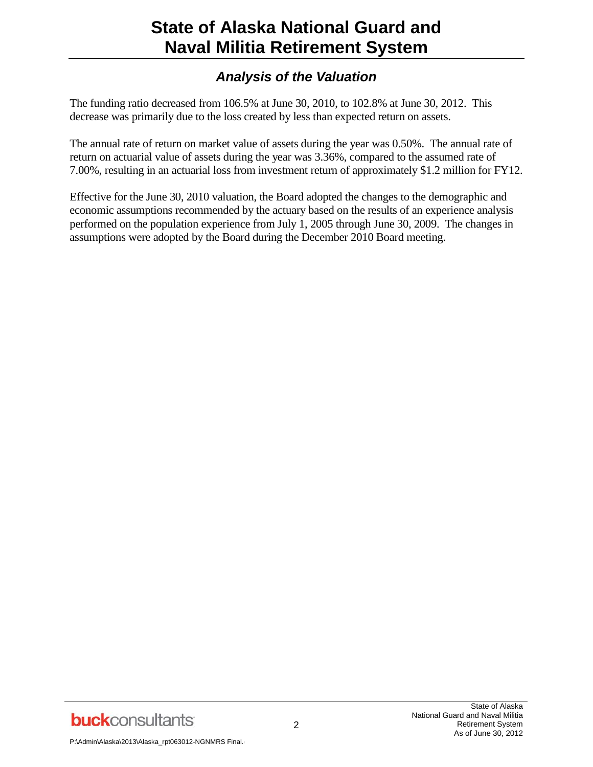## Analysis of the Valuation

The funding ratio decreased from 106.5% at June 30, 2010, to 102.8% at June 30, 2012. This decrease was primarily due to the loss created by less than expected return on assets.

The annual rate of return on market value of assets during the year was 0.50%. The annual rate of return on actuarial value of assets during the year was 3.36%, compared to the assumed rate of 7.00%, resulting in an actuarial loss from investment return of approximately $1.2 million for FY12.

Effective for the June 30, 2010 valuation, the Board adopted the changes to the demographic and economic assumptions recommended by the actuary based on the results of an experience analysis performed on the population experience from July 1, 2005 through June 30, 2009. The changes in assumptions were adopted by the Board during the December 2010 Board meeting.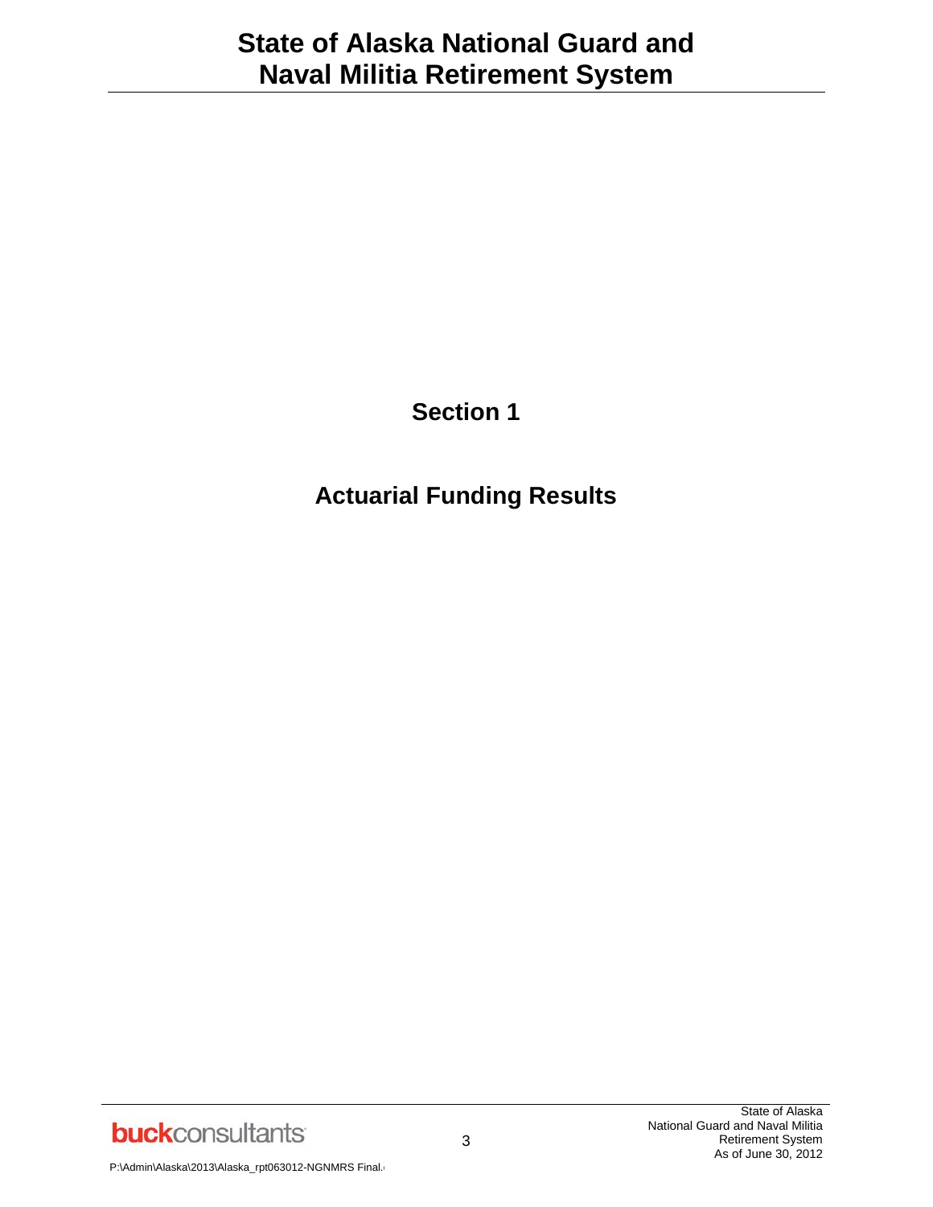# Section 1

## Actuarial Funding Results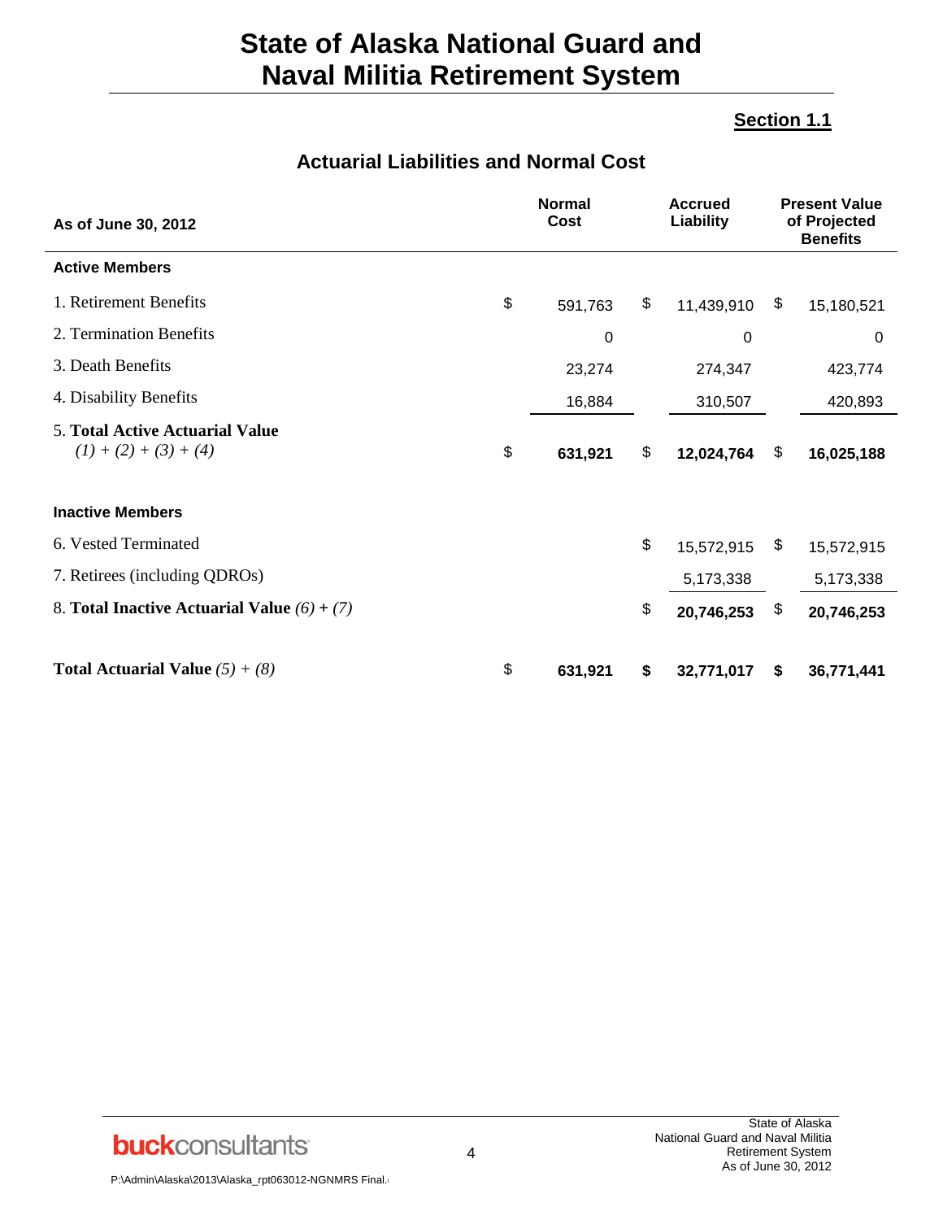# State of Alaska National Guard and Naval Militia Retirement System

**Section 1.1**

## Actuarial Liabilities and Normal Cost

| As of June 30, 2012 | Normal Cost | Accrued Liability | Present Value of Projected Benefits |
|---|---|---|---|
| **Active Members** | | | |
| 1. Retirement Benefits | $ 591,763 | $ 11,439,910 | $ 15,180,521 |
| 2. Termination Benefits | 0 | 0 | 0 |
| 3. Death Benefits | 23,274 | 274,347 | 423,774 |
| 4. Disability Benefits | 16,884 | 310,507 | 420,893 |
| 5. **Total Active Actuarial Value** *(1) + (2) + (3) + (4)* | $ **631,921** | $ **12,024,764** | $ **16,025,188** |
| **Inactive Members** | | | |
| 6. Vested Terminated | | $ 15,572,915 | $ 15,572,915 |
| 7. Retirees (including QDROs) | | 5,173,338 | 5,173,338 |
| 8. **Total Inactive Actuarial Value** *(6)* **+** *(7)* | | $ **20,746,253** | $ **20,746,253** |
| **Total Actuarial Value** *(5) + (8)* | $ **631,921** | **$ 32,771,017** | **$ 36,771,441** |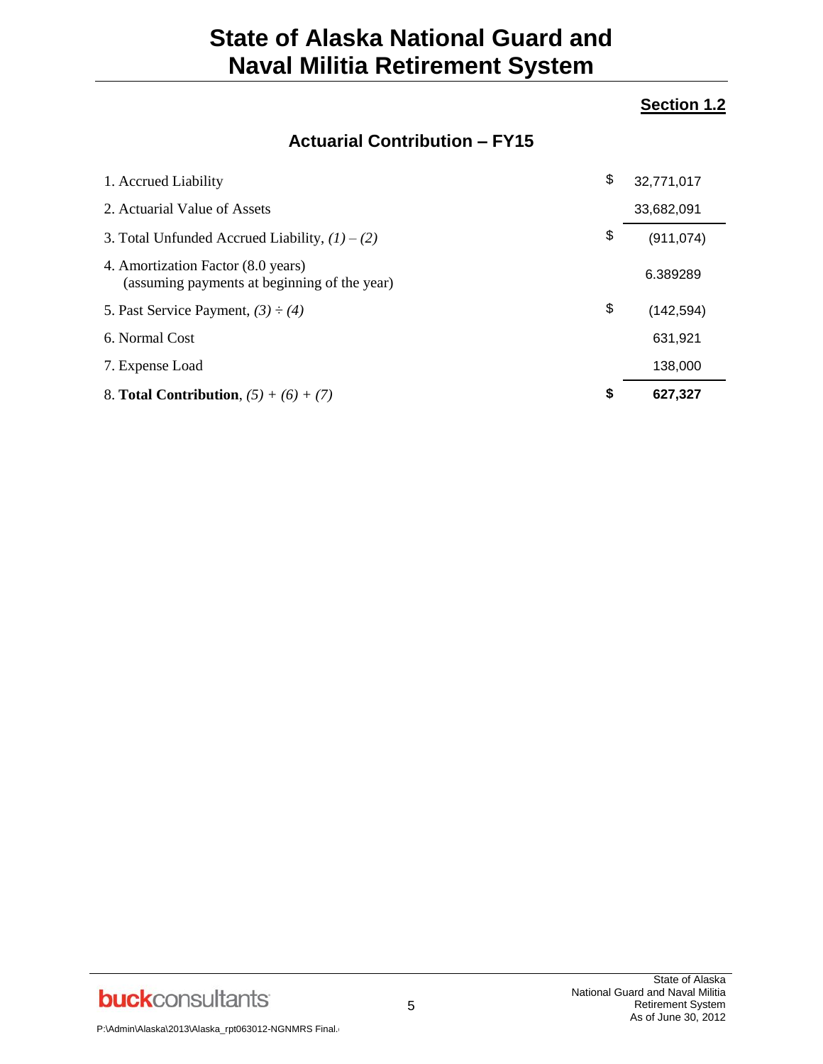# State of Alaska National Guard and Naval Militia Retirement System

## Section 1.2

### Actuarial Contribution – FY15

| | | |
|---|---|---|
| 1. Accrued Liability | $ | 32,771,017 |
| 2. Actuarial Value of Assets | | 33,682,091 |
| 3. Total Unfunded Accrued Liability, *(1) – (2)* | $ | (911,074) |
| 4. Amortization Factor (8.0 years) (assuming payments at beginning of the year) | | 6.389289 |
| 5. Past Service Payment, *(3) ÷ (4)* | $ | (142,594) |
| 6. Normal Cost | | 631,921 |
| 7. Expense Load | | 138,000 |
| 8. **Total Contribution**, *(5) + (6) + (7)* | **$** | **627,327** |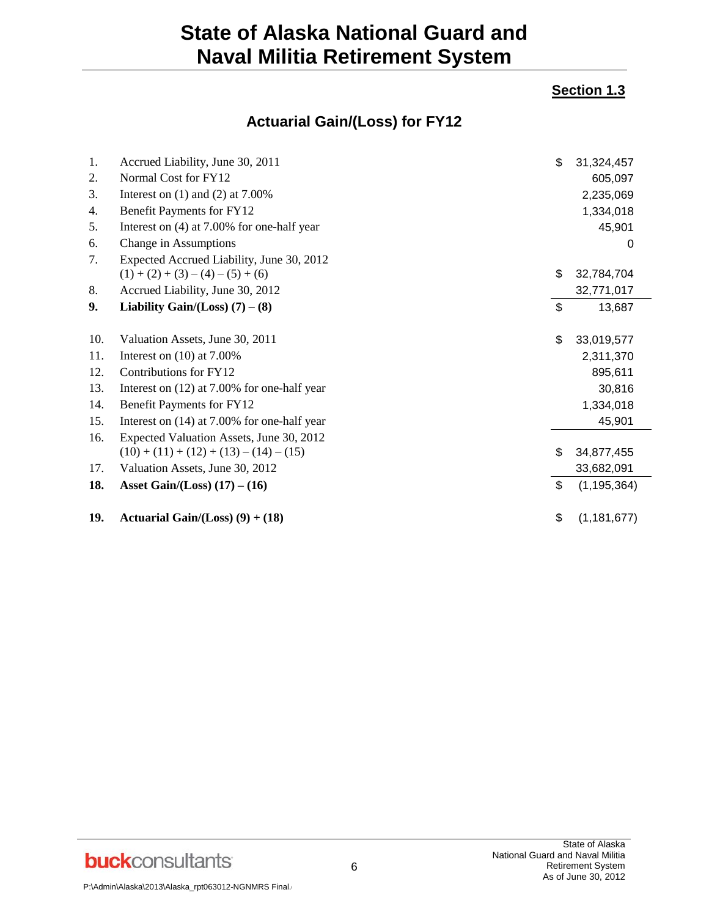# State of Alaska National Guard and Naval Militia Retirement System

**Section 1.3**

## Actuarial Gain/(Loss) for FY12

| | | | |
|---|---|---|---|
| 1. | Accrued Liability, June 30, 2011 | $ | 31,324,457 |
| 2. | Normal Cost for FY12 | | 605,097 |
| 3. | Interest on (1) and (2) at 7.00% | | 2,235,069 |
| 4. | Benefit Payments for FY12 | | 1,334,018 |
| 5. | Interest on (4) at 7.00% for one-half year | | 45,901 |
| 6. | Change in Assumptions | | 0 |
| 7. | Expected Accrued Liability, June 30, 2012 (1) + (2) + (3) – (4) – (5) + (6) | $ | 32,784,704 |
| 8. | Accrued Liability, June 30, 2012 | | 32,771,017 |
| **9.** | **Liability Gain/(Loss) (7) – (8)** | $ | 13,687 |
| 10. | Valuation Assets, June 30, 2011 | $ | 33,019,577 |
| 11. | Interest on (10) at 7.00% | | 2,311,370 |
| 12. | Contributions for FY12 | | 895,611 |
| 13. | Interest on (12) at 7.00% for one-half year | | 30,816 |
| 14. | Benefit Payments for FY12 | | 1,334,018 |
| 15. | Interest on (14) at 7.00% for one-half year | | 45,901 |
| 16. | Expected Valuation Assets, June 30, 2012 (10) + (11) + (12) + (13) – (14) – (15) | $ | 34,877,455 |
| 17. | Valuation Assets, June 30, 2012 | | 33,682,091 |
| **18.** | **Asset Gain/(Loss) (17) – (16)** | $ | (1,195,364) |
| **19.** | **Actuarial Gain/(Loss) (9) + (18)** | $ | (1,181,677) |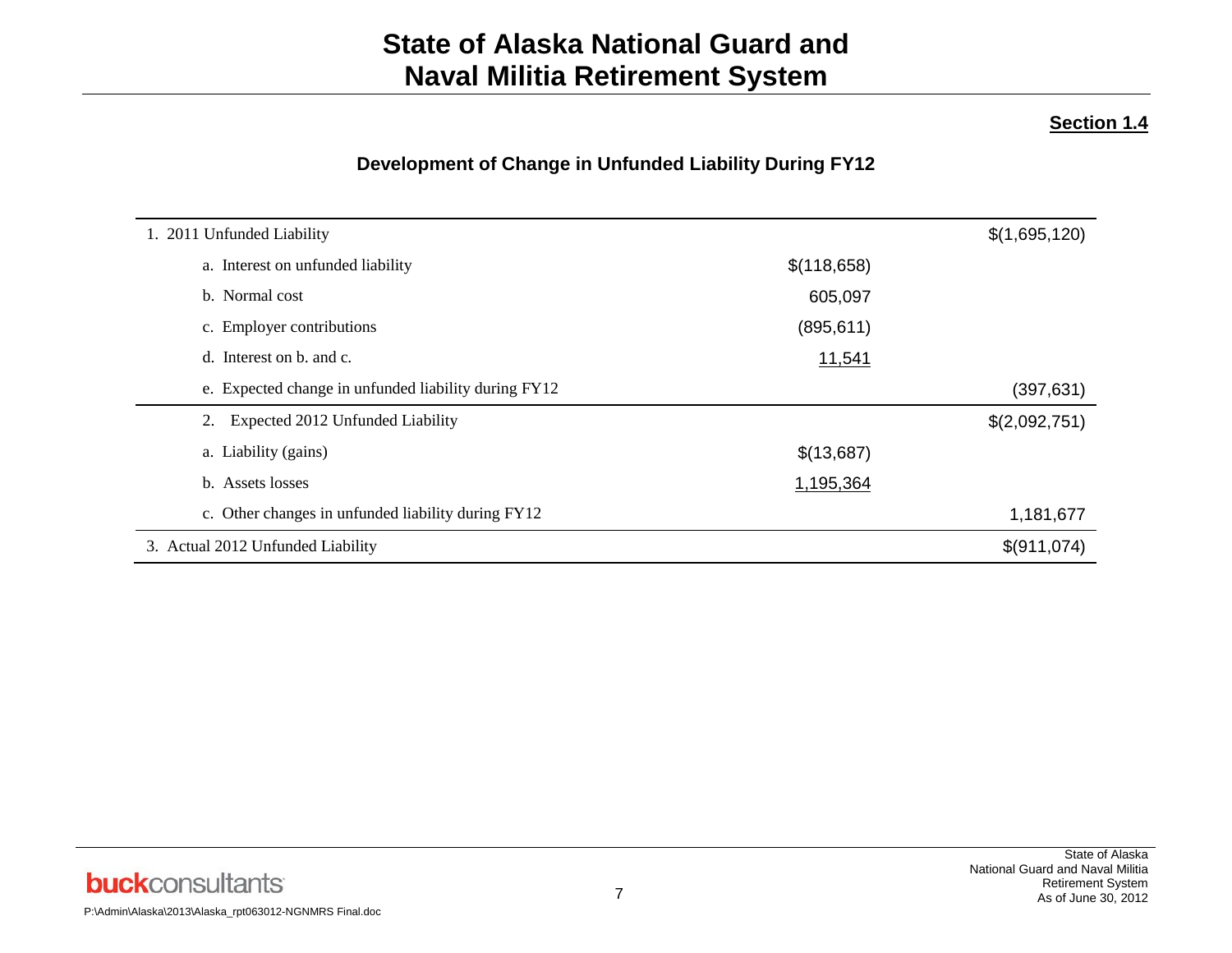# State of Alaska National Guard and Naval Militia Retirement System

**Section 1.4**

### Development of Change in Unfunded Liability During FY12

| | | |
|---|---|---|
| 1. 2011 Unfunded Liability | | $(1,695,120) |
| a. Interest on unfunded liability | $(118,658) | |
| b. Normal cost | 605,097 | |
| c. Employer contributions | (895,611) | |
| d. Interest on b. and c. | 11,541 | |
| e. Expected change in unfunded liability during FY12 | | (397,631) |
| 2. Expected 2012 Unfunded Liability | | $(2,092,751) |
| a. Liability (gains) | $(13,687) | |
| b. Assets losses | 1,195,364 | |
| c. Other changes in unfunded liability during FY12 | | 1,181,677 |
| 3. Actual 2012 Unfunded Liability | | $(911,074) |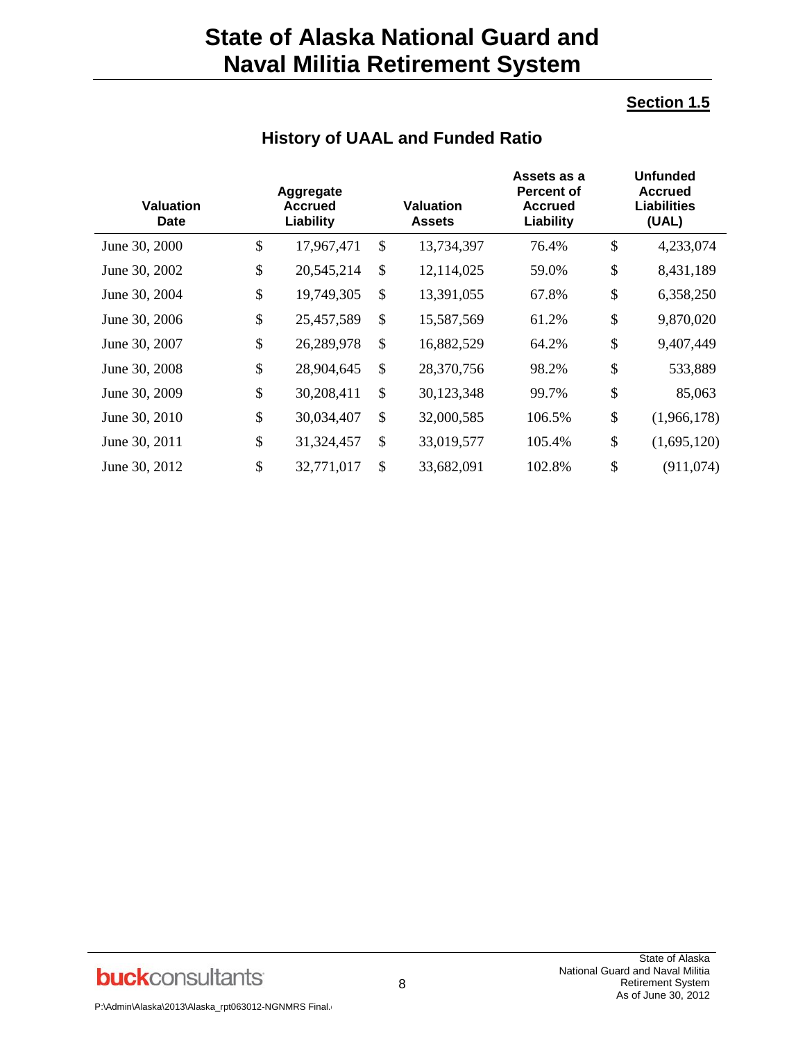# State of Alaska National Guard and Naval Militia Retirement System

**Section 1.5**

## History of UAAL and Funded Ratio

| Valuation Date | Aggregate Accrued Liability | Valuation Assets | Assets as a Percent of Accrued Liability | Unfunded Accrued Liabilities (UAL) |
|---|---|---|---|---|
| June 30, 2000 | $ 17,967,471 | $ 13,734,397 | 76.4% | $ 4,233,074 |
| June 30, 2002 | $ 20,545,214 | $ 12,114,025 | 59.0% | $ 8,431,189 |
| June 30, 2004 | $ 19,749,305 | $ 13,391,055 | 67.8% | $ 6,358,250 |
| June 30, 2006 | $ 25,457,589 | $ 15,587,569 | 61.2% | $ 9,870,020 |
| June 30, 2007 | $ 26,289,978 | $ 16,882,529 | 64.2% | $ 9,407,449 |
| June 30, 2008 | $ 28,904,645 | $ 28,370,756 | 98.2% | $ 533,889 |
| June 30, 2009 | $ 30,208,411 | $ 30,123,348 | 99.7% | $ 85,063 |
| June 30, 2010 | $ 30,034,407 | $ 32,000,585 | 106.5% | $ (1,966,178) |
| June 30, 2011 | $ 31,324,457 | $ 33,019,577 | 105.4% | $ (1,695,120) |
| June 30, 2012 | $ 32,771,017 | $ 33,682,091 | 102.8% | $ (911,074) |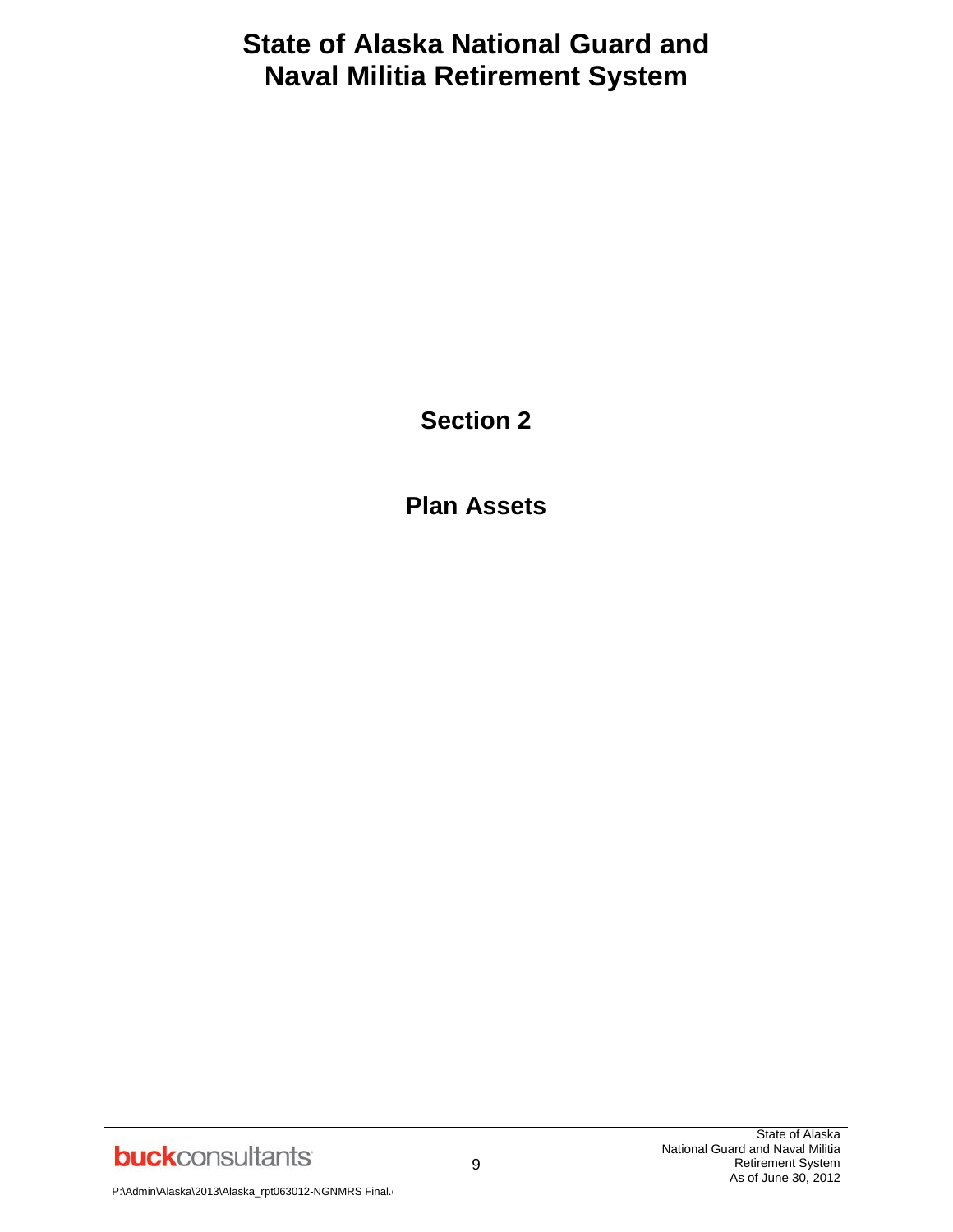# Section 2

# Plan Assets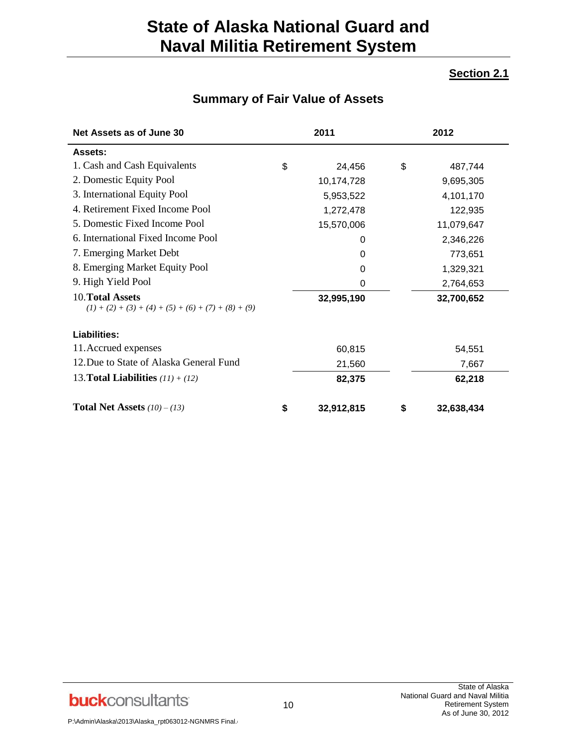## Section 2.1

### Summary of Fair Value of Assets

| Net Assets as of June 30 | 2011 | 2012 |
|---|---|---|
| **Assets:** | | |
| 1. Cash and Cash Equivalents | $ 24,456 | $ 487,744 |
| 2. Domestic Equity Pool | 10,174,728 | 9,695,305 |
| 3. International Equity Pool | 5,953,522 | 4,101,170 |
| 4. Retirement Fixed Income Pool | 1,272,478 | 122,935 |
| 5. Domestic Fixed Income Pool | 15,570,006 | 11,079,647 |
| 6. International Fixed Income Pool | 0 | 2,346,226 |
| 7. Emerging Market Debt | 0 | 773,651 |
| 8. Emerging Market Equity Pool | 0 | 1,329,321 |
| 9. High Yield Pool | 0 | 2,764,653 |
| 10. **Total Assets** *(1) + (2) + (3) + (4) + (5) + (6) + (7) + (8) + (9)* | **32,995,190** | **32,700,652** |
| **Liabilities:** | | |
| 11. Accrued expenses | 60,815 | 54,551 |
| 12. Due to State of Alaska General Fund | 21,560 | 7,667 |
| 13. **Total Liabilities** *(11) + (12)* | **82,375** | **62,218** |
| **Total Net Assets** *(10) – (13)* | **$ 32,912,815** | **$ 32,638,434** |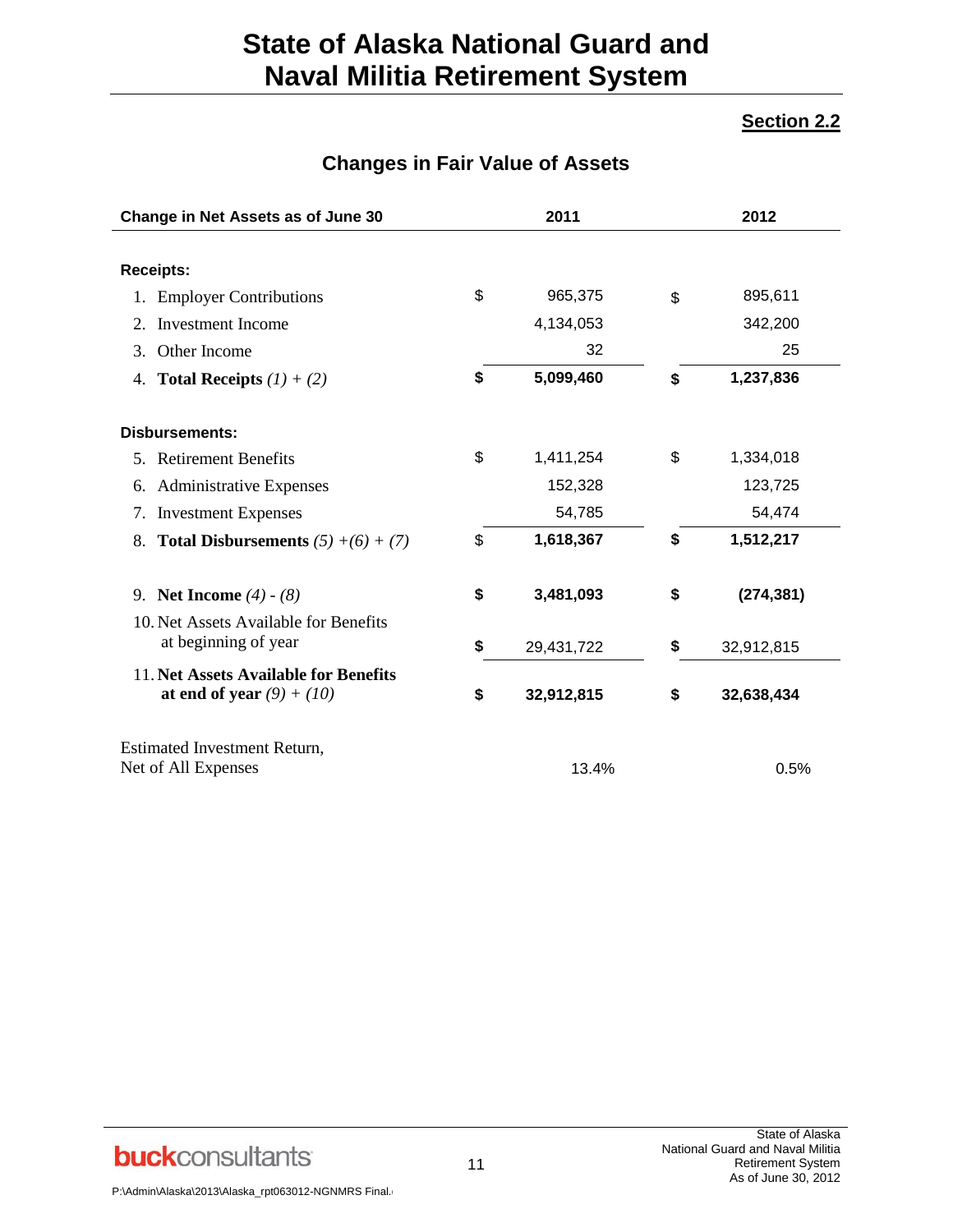# State of Alaska National Guard and Naval Militia Retirement System

**Section 2.2**

## Changes in Fair Value of Assets

| Change in Net Assets as of June 30 | 2011 | 2012 |
|---|---|---|
| **Receipts:** | | |
| 1. Employer Contributions | $ 965,375 | $ 895,611 |
| 2. Investment Income | 4,134,053 | 342,200 |
| 3. Other Income | 32 | 25 |
| 4. **Total Receipts** *(1) + (2)* | **$ 5,099,460** | **$ 1,237,836** |
| **Disbursements:** | | |
| 5. Retirement Benefits | $ 1,411,254 | $ 1,334,018 |
| 6. Administrative Expenses | 152,328 | 123,725 |
| 7. Investment Expenses | 54,785 | 54,474 |
| 8. **Total Disbursements** *(5) +(6) + (7)* | $ **1,618,367** | **$ 1,512,217** |
| 9. **Net Income** *(4) - (8)* | **$ 3,481,093** | **$ (274,381)** |
| 10. Net Assets Available for Benefits at beginning of year | $ 29,431,722 | $ 32,912,815 |
| 11. **Net Assets Available for Benefits at end of year** *(9) + (10)* | **$ 32,912,815** | **$ 32,638,434** |
| Estimated Investment Return, Net of All Expenses | 13.4% | 0.5% |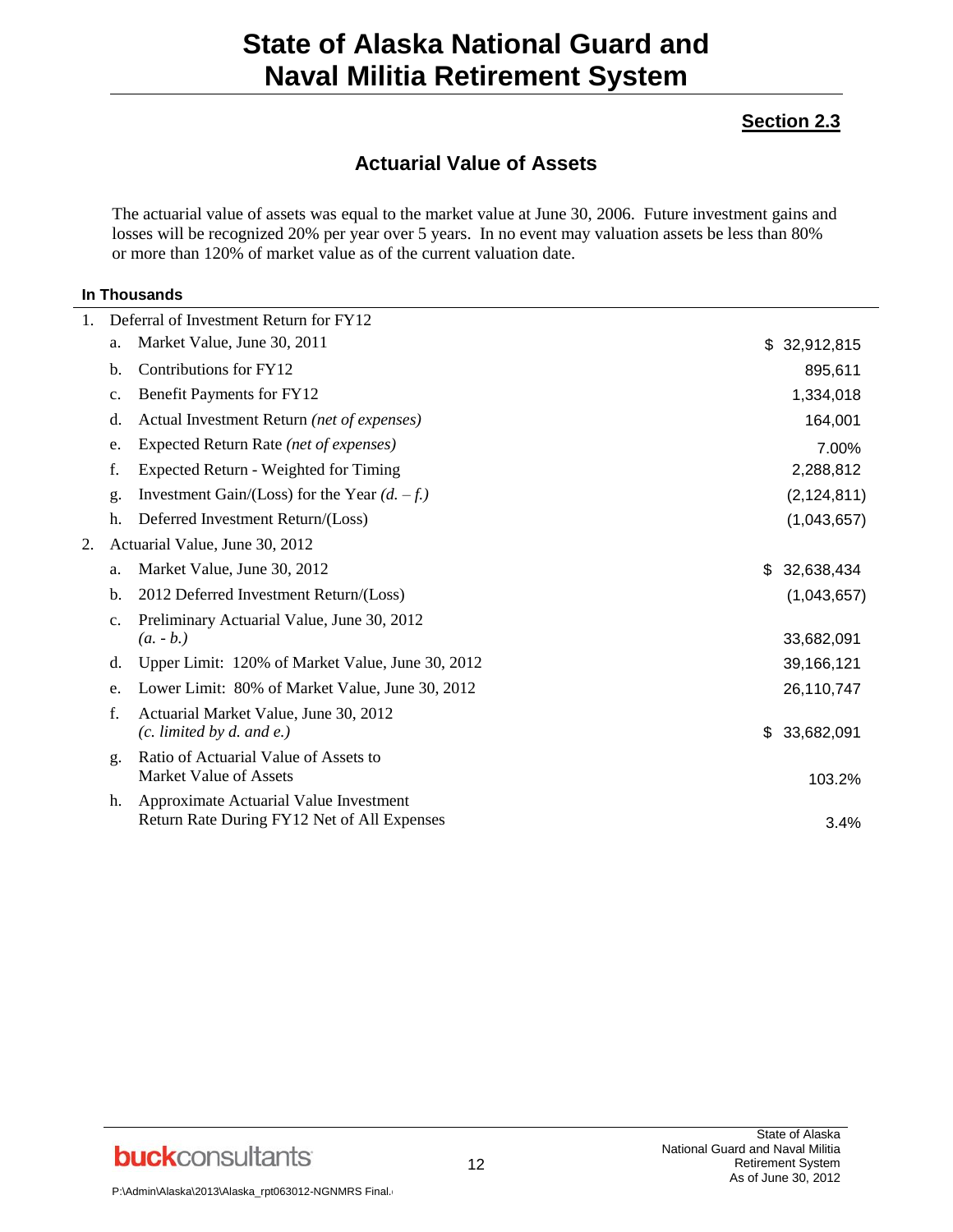# State of Alaska National Guard and Naval Militia Retirement System

## Section 2.3

### Actuarial Value of Assets

The actuarial value of assets was equal to the market value at June 30, 2006. Future investment gains and losses will be recognized 20% per year over 5 years. In no event may valuation assets be less than 80% or more than 120% of market value as of the current valuation date.

**In Thousands**

| | | |
|---|---|---|
| 1. | Deferral of Investment Return for FY12 | |
| | a. Market Value, June 30, 2011 | $ 32,912,815 |
| | b. Contributions for FY12 | 895,611 |
| | c. Benefit Payments for FY12 | 1,334,018 |
| | d. Actual Investment Return *(net of expenses)* | 164,001 |
| | e. Expected Return Rate *(net of expenses)* | 7.00% |
| | f. Expected Return - Weighted for Timing | 2,288,812 |
| | g. Investment Gain/(Loss) for the Year *(d. – f.)* | (2,124,811) |
| | h. Deferred Investment Return/(Loss) | (1,043,657) |
| 2. | Actuarial Value, June 30, 2012 | |
| | a. Market Value, June 30, 2012 | $ 32,638,434 |
| | b. 2012 Deferred Investment Return/(Loss) | (1,043,657) |
| | c. Preliminary Actuarial Value, June 30, 2012 *(a. - b.)* | 33,682,091 |
| | d. Upper Limit: 120% of Market Value, June 30, 2012 | 39,166,121 |
| | e. Lower Limit: 80% of Market Value, June 30, 2012 | 26,110,747 |
| | f. Actuarial Market Value, June 30, 2012 *(c. limited by d. and e.)* | $ 33,682,091 |
| | g. Ratio of Actuarial Value of Assets to Market Value of Assets | 103.2% |
| | h. Approximate Actuarial Value Investment Return Rate During FY12 Net of All Expenses | 3.4% |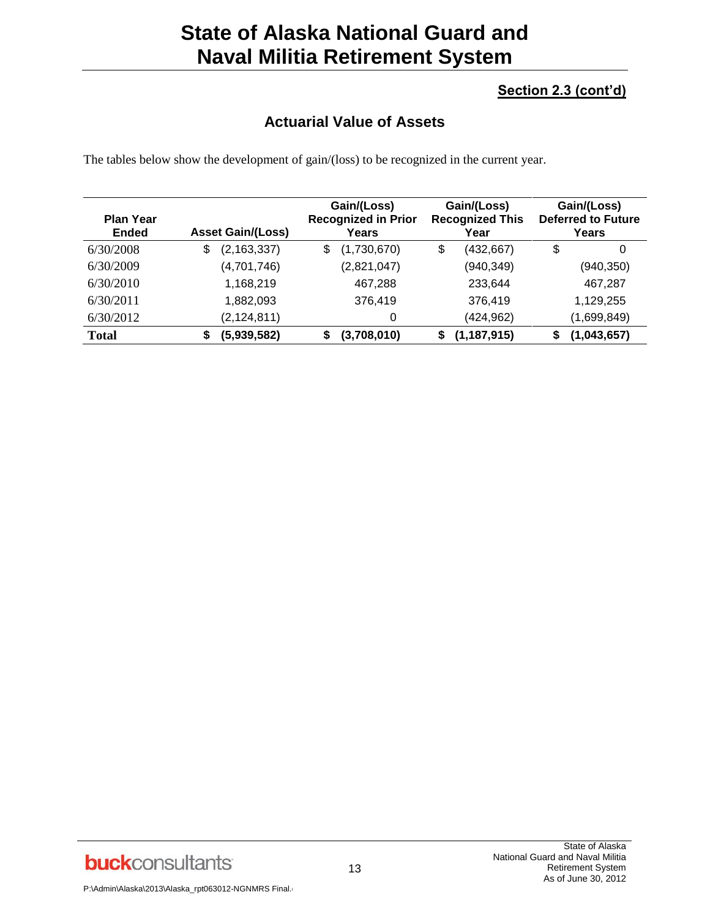# State of Alaska National Guard and Naval Militia Retirement System

**Section 2.3 (cont'd)**

## Actuarial Value of Assets

The tables below show the development of gain/(loss) to be recognized in the current year.

| Plan Year Ended | Asset Gain/(Loss) | Gain/(Loss) Recognized in Prior Years | Gain/(Loss) Recognized This Year | Gain/(Loss) Deferred to Future Years |
|---|---|---|---|---|
| 6/30/2008 | $ (2,163,337) | $ (1,730,670) | $ (432,667) | $ 0 |
| 6/30/2009 | (4,701,746) | (2,821,047) | (940,349) | (940,350) |
| 6/30/2010 | 1,168,219 | 467,288 | 233,644 | 467,287 |
| 6/30/2011 | 1,882,093 | 376,419 | 376,419 | 1,129,255 |
| 6/30/2012 | (2,124,811) | 0 | (424,962) | (1,699,849) |
| **Total** | **$ (5,939,582)** | **$ (3,708,010)** | **$ (1,187,915)** | **$ (1,043,657)** |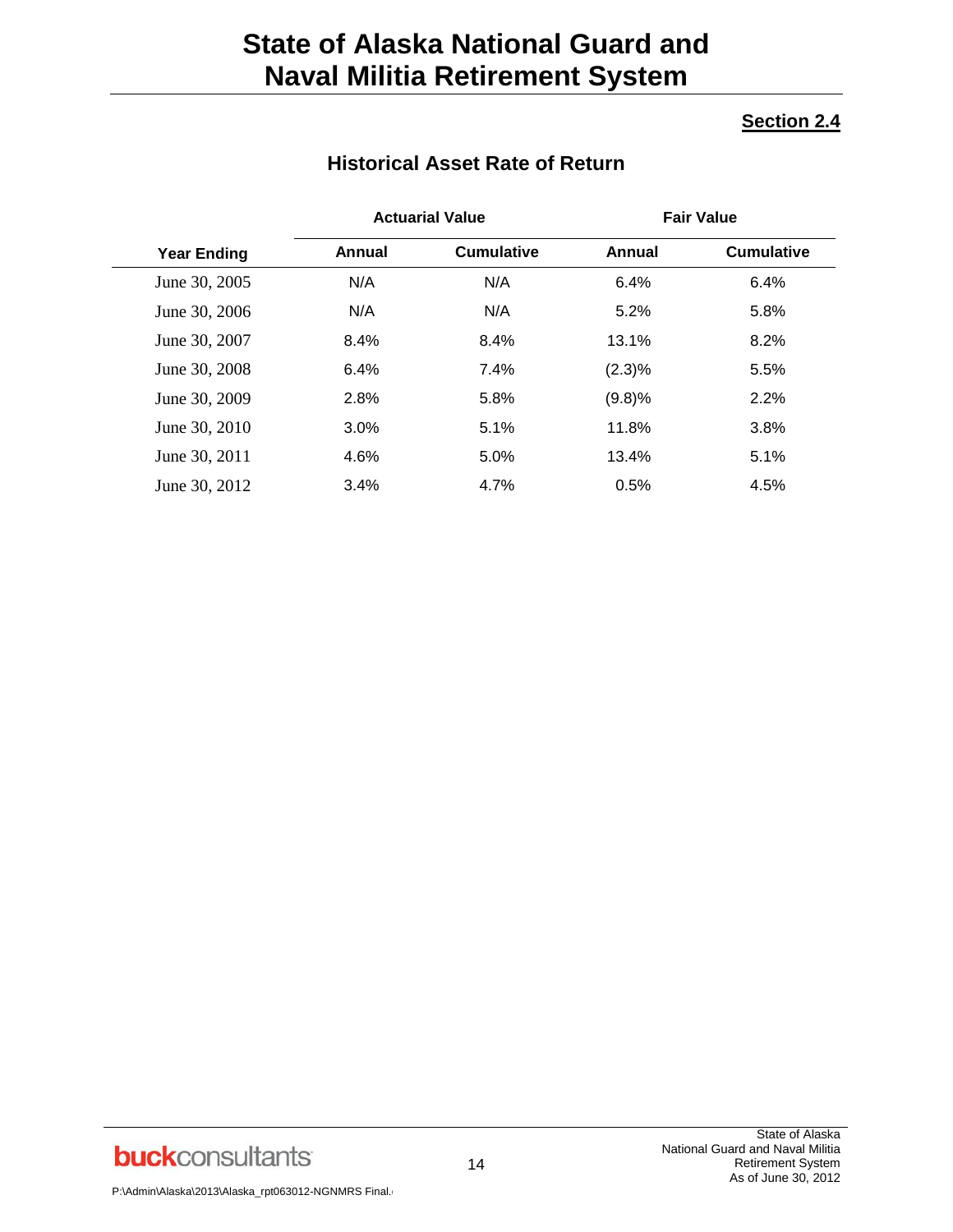## Section 2.4

### Historical Asset Rate of Return

| | Actuarial Value | | Fair Value | |
|---|---|---|---|---|
| **Year Ending** | **Annual** | **Cumulative** | **Annual** | **Cumulative** |
| June 30, 2005 | N/A | N/A | 6.4% | 6.4% |
| June 30, 2006 | N/A | N/A | 5.2% | 5.8% |
| June 30, 2007 | 8.4% | 8.4% | 13.1% | 8.2% |
| June 30, 2008 | 6.4% | 7.4% | (2.3)% | 5.5% |
| June 30, 2009 | 2.8% | 5.8% | (9.8)% | 2.2% |
| June 30, 2010 | 3.0% | 5.1% | 11.8% | 3.8% |
| June 30, 2011 | 4.6% | 5.0% | 13.4% | 5.1% |
| June 30, 2012 | 3.4% | 4.7% | 0.5% | 4.5% |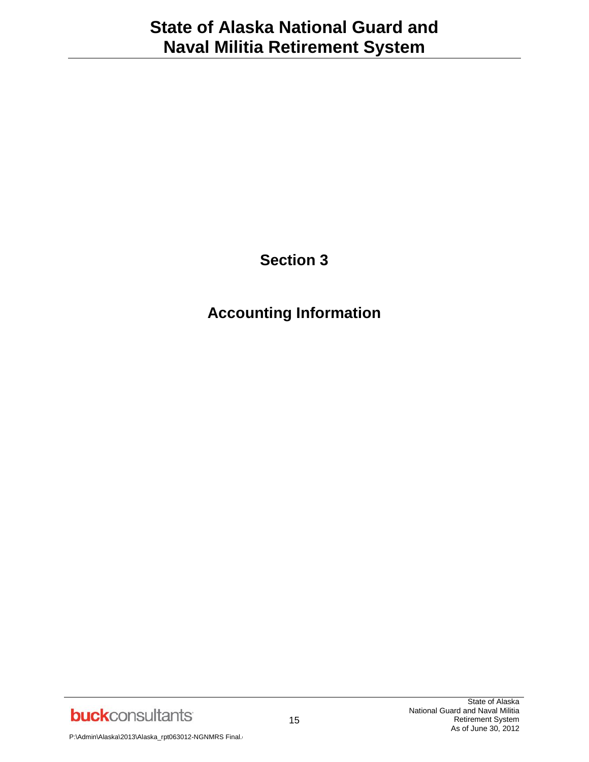# Section 3

# Accounting Information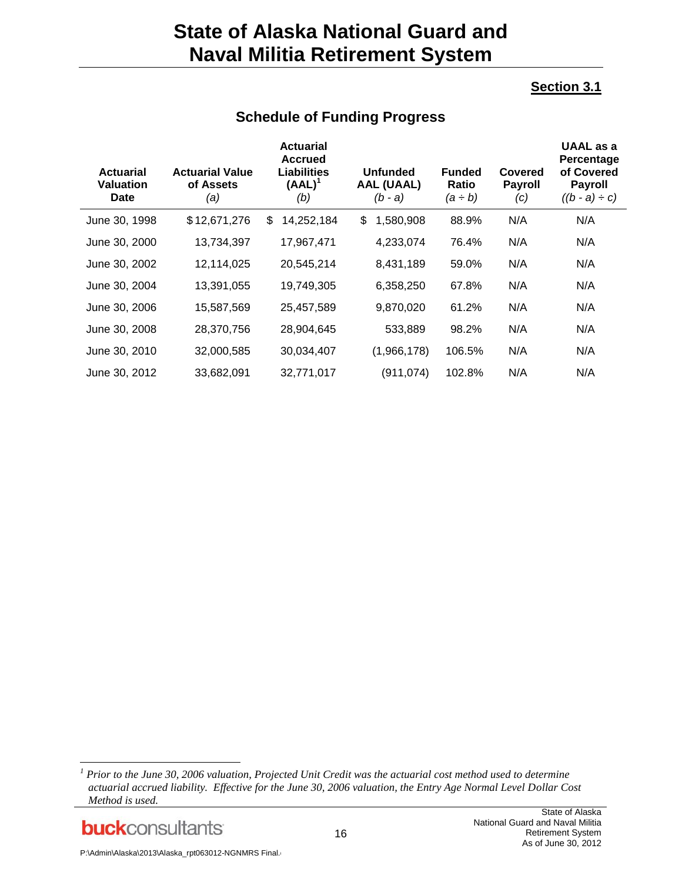# State of Alaska National Guard and Naval Militia Retirement System

**Section 3.1**

## Schedule of Funding Progress

| Actuarial Valuation Date | Actuarial Value of Assets *(a)* | Actuarial Accrued Liabilities (AAL)[1] *(b)* | Unfunded AAL (UAAL) *(b - a)* | Funded Ratio *(a ÷ b)* | Covered Payroll *(c)* | UAAL as a Percentage of Covered Payroll *((b - a) ÷ c)* |
|---|---|---|---|---|---|---|
| June 30, 1998 | $ 12,671,276 | $ 14,252,184 | $ 1,580,908 | 88.9% | N/A | N/A |
| June 30, 2000 | 13,734,397 | 17,967,471 | 4,233,074 | 76.4% | N/A | N/A |
| June 30, 2002 | 12,114,025 | 20,545,214 | 8,431,189 | 59.0% | N/A | N/A |
| June 30, 2004 | 13,391,055 | 19,749,305 | 6,358,250 | 67.8% | N/A | N/A |
| June 30, 2006 | 15,587,569 | 25,457,589 | 9,870,020 | 61.2% | N/A | N/A |
| June 30, 2008 | 28,370,756 | 28,904,645 | 533,889 | 98.2% | N/A | N/A |
| June 30, 2010 | 32,000,585 | 30,034,407 | (1,966,178) | 106.5% | N/A | N/A |
| June 30, 2012 | 33,682,091 | 32,771,017 | (911,074) | 102.8% | N/A | N/A |

[1] *Prior to the June 30, 2006 valuation, Projected Unit Credit was the actuarial cost method used to determine actuarial accrued liability. Effective for the June 30, 2006 valuation, the Entry Age Normal Level Dollar Cost Method is used.*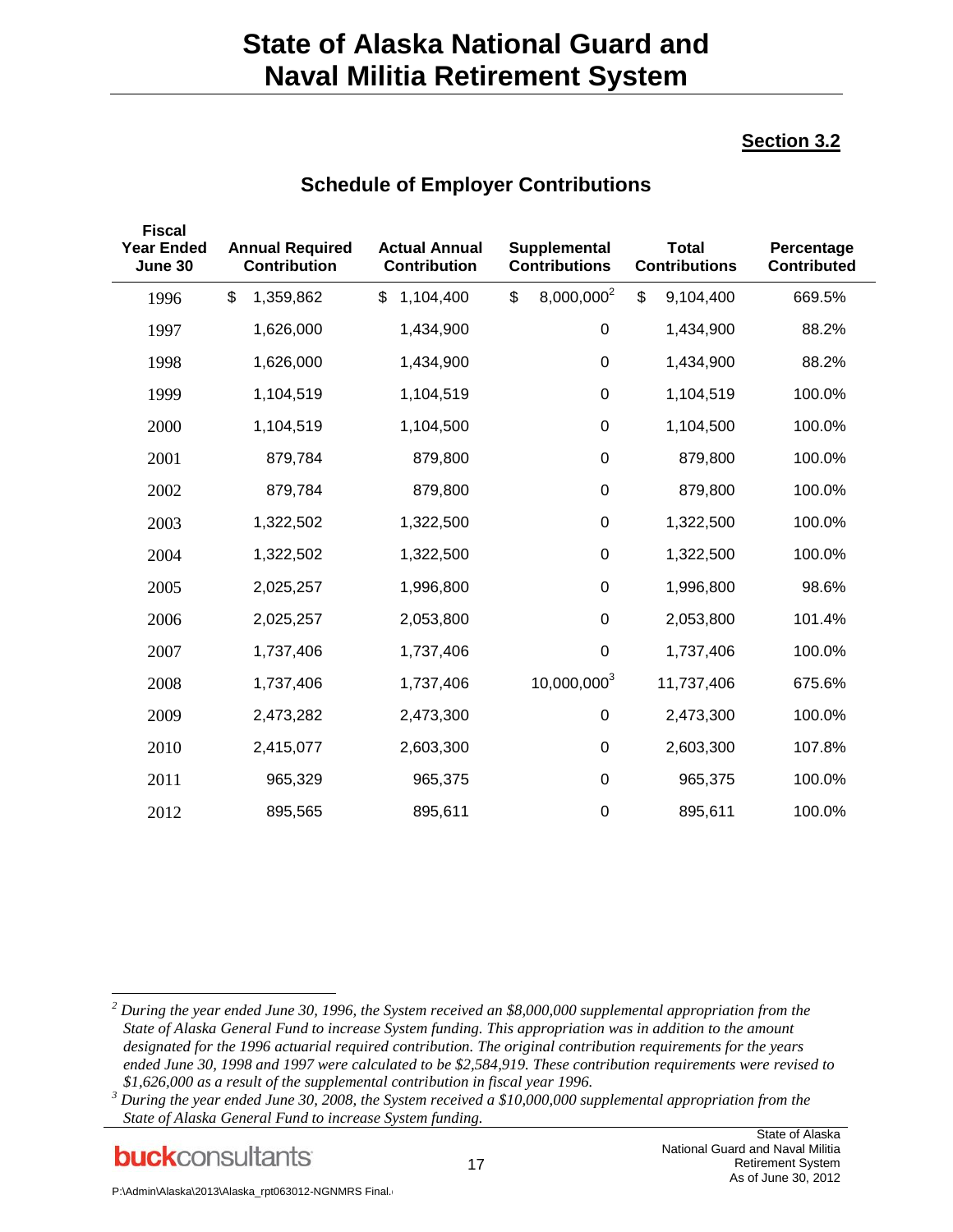# State of Alaska National Guard and Naval Militia Retirement System

**Section 3.2**

## Schedule of Employer Contributions

| Fiscal Year Ended June 30 | Annual Required Contribution | Actual Annual Contribution | Supplemental Contributions | Total Contributions | Percentage Contributed |
|---|---|---|---|---|---|
| 1996 | $ 1,359,862 | $ 1,104,400 | $ 8,000,000[2] | $ 9,104,400 | 669.5% |
| 1997 | 1,626,000 | 1,434,900 | 0 | 1,434,900 | 88.2% |
| 1998 | 1,626,000 | 1,434,900 | 0 | 1,434,900 | 88.2% |
| 1999 | 1,104,519 | 1,104,519 | 0 | 1,104,519 | 100.0% |
| 2000 | 1,104,519 | 1,104,500 | 0 | 1,104,500 | 100.0% |
| 2001 | 879,784 | 879,800 | 0 | 879,800 | 100.0% |
| 2002 | 879,784 | 879,800 | 0 | 879,800 | 100.0% |
| 2003 | 1,322,502 | 1,322,500 | 0 | 1,322,500 | 100.0% |
| 2004 | 1,322,502 | 1,322,500 | 0 | 1,322,500 | 100.0% |
| 2005 | 2,025,257 | 1,996,800 | 0 | 1,996,800 | 98.6% |
| 2006 | 2,025,257 | 2,053,800 | 0 | 2,053,800 | 101.4% |
| 2007 | 1,737,406 | 1,737,406 | 0 | 1,737,406 | 100.0% |
| 2008 | 1,737,406 | 1,737,406 | 10,000,000[3] | 11,737,406 | 675.6% |
| 2009 | 2,473,282 | 2,473,300 | 0 | 2,473,300 | 100.0% |
| 2010 | 2,415,077 | 2,603,300 | 0 | 2,603,300 | 107.8% |
| 2011 | 965,329 | 965,375 | 0 | 965,375 | 100.0% |
| 2012 | 895,565 | 895,611 | 0 | 895,611 | 100.0% |

[2] *During the year ended June 30, 1996, the System received an $8,000,000 supplemental appropriation from the State of Alaska General Fund to increase System funding. This appropriation was in addition to the amount designated for the 1996 actuarial required contribution. The original contribution requirements for the years ended June 30, 1998 and 1997 were calculated to be $2,584,919. These contribution requirements were revised to $1,626,000 as a result of the supplemental contribution in fiscal year 1996.*

[3] *During the year ended June 30, 2008, the System received a $10,000,000 supplemental appropriation from the State of Alaska General Fund to increase System funding.*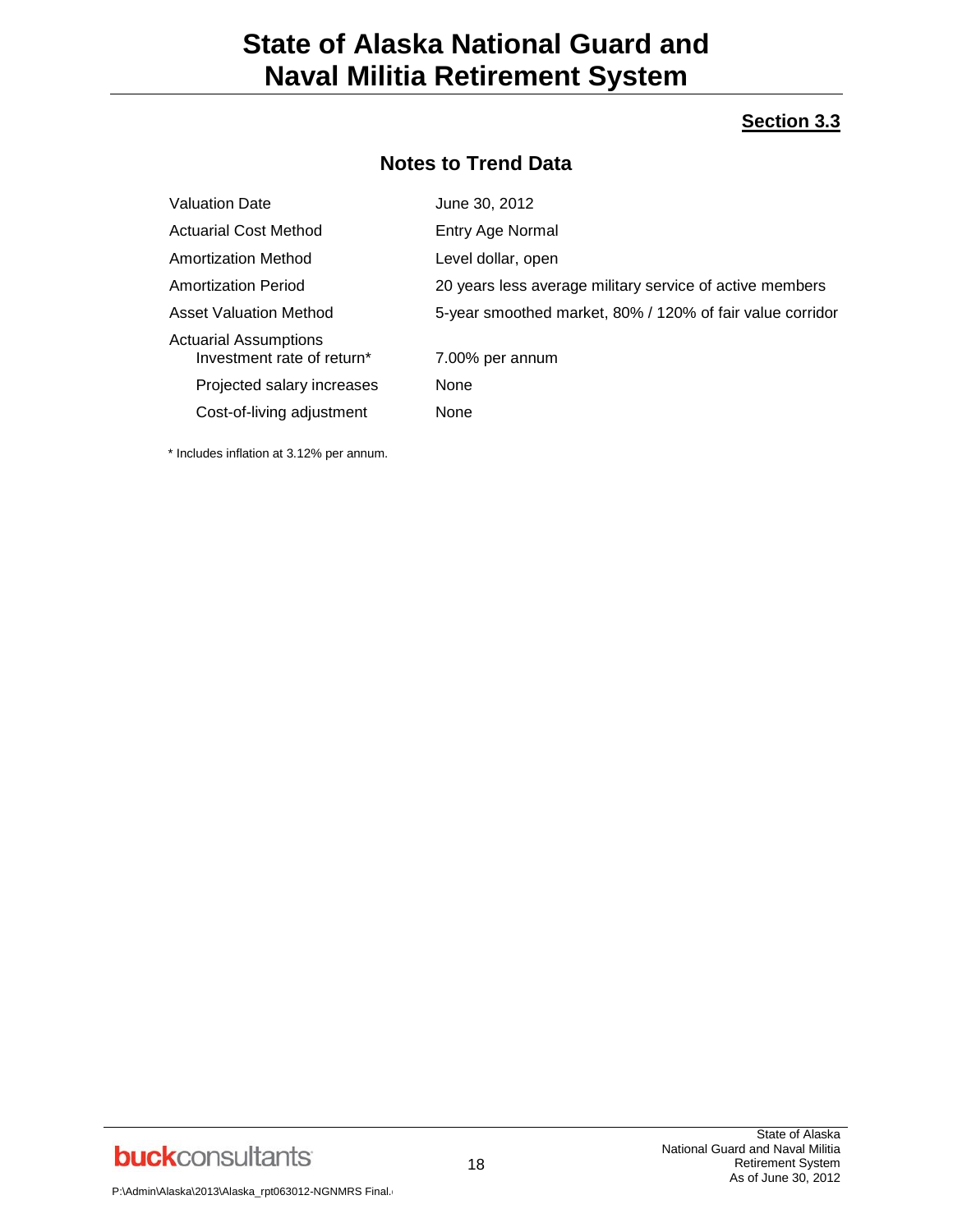## Section 3.3

### Notes to Trend Data

| | |
|---|---|
| Valuation Date | June 30, 2012 |
| Actuarial Cost Method | Entry Age Normal |
| Amortization Method | Level dollar, open |
| Amortization Period | 20 years less average military service of active members |
| Asset Valuation Method | 5-year smoothed market, 80% / 120% of fair value corridor |
| Actuarial Assumptions | |
| Investment rate of return* | 7.00% per annum |
| Projected salary increases | None |
| Cost-of-living adjustment | None |

* Includes inflation at 3.12% per annum.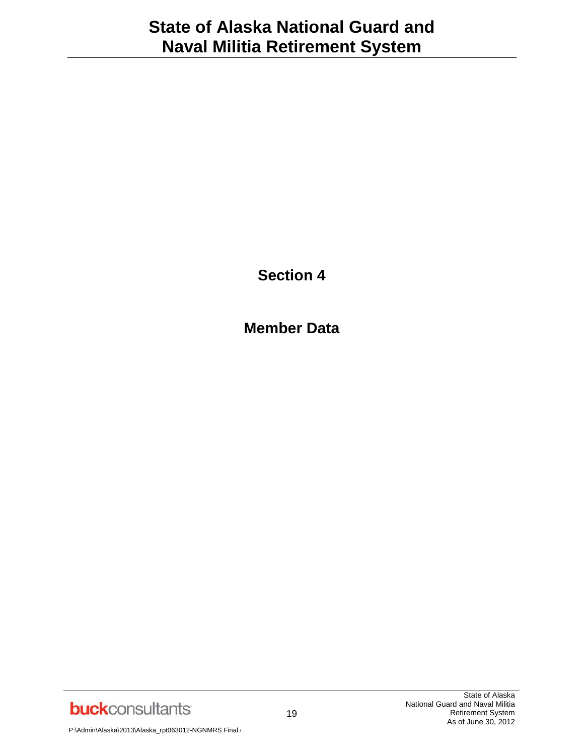# Section 4

# Member Data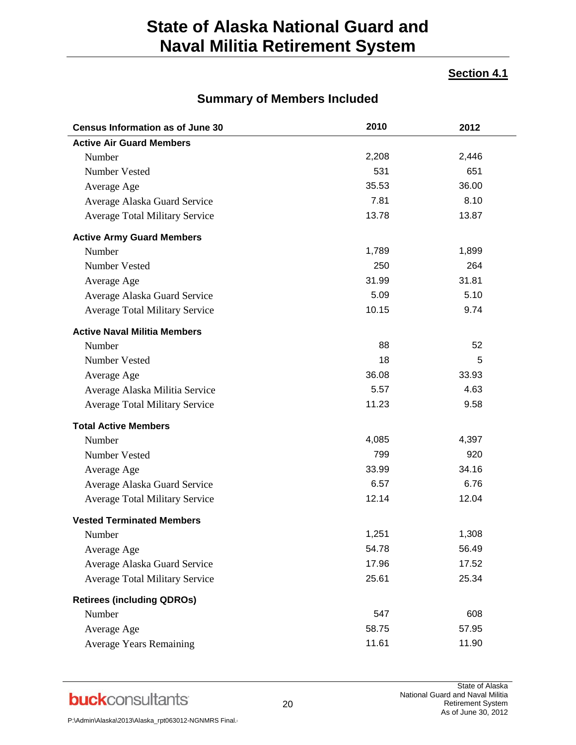# State of Alaska National Guard and Naval Militia Retirement System

**Section 4.1**

## Summary of Members Included

| Census Information as of June 30 | 2010 | 2012 |
|---|---|---|
| **Active Air Guard Members** | | |
| Number | 2,208 | 2,446 |
| Number Vested | 531 | 651 |
| Average Age | 35.53 | 36.00 |
| Average Alaska Guard Service | 7.81 | 8.10 |
| Average Total Military Service | 13.78 | 13.87 |
| **Active Army Guard Members** | | |
| Number | 1,789 | 1,899 |
| Number Vested | 250 | 264 |
| Average Age | 31.99 | 31.81 |
| Average Alaska Guard Service | 5.09 | 5.10 |
| Average Total Military Service | 10.15 | 9.74 |
| **Active Naval Militia Members** | | |
| Number | 88 | 52 |
| Number Vested | 18 | 5 |
| Average Age | 36.08 | 33.93 |
| Average Alaska Militia Service | 5.57 | 4.63 |
| Average Total Military Service | 11.23 | 9.58 |
| **Total Active Members** | | |
| Number | 4,085 | 4,397 |
| Number Vested | 799 | 920 |
| Average Age | 33.99 | 34.16 |
| Average Alaska Guard Service | 6.57 | 6.76 |
| Average Total Military Service | 12.14 | 12.04 |
| **Vested Terminated Members** | | |
| Number | 1,251 | 1,308 |
| Average Age | 54.78 | 56.49 |
| Average Alaska Guard Service | 17.96 | 17.52 |
| Average Total Military Service | 25.61 | 25.34 |
| **Retirees (including QDROs)** | | |
| Number | 547 | 608 |
| Average Age | 58.75 | 57.95 |
| Average Years Remaining | 11.61 | 11.90 |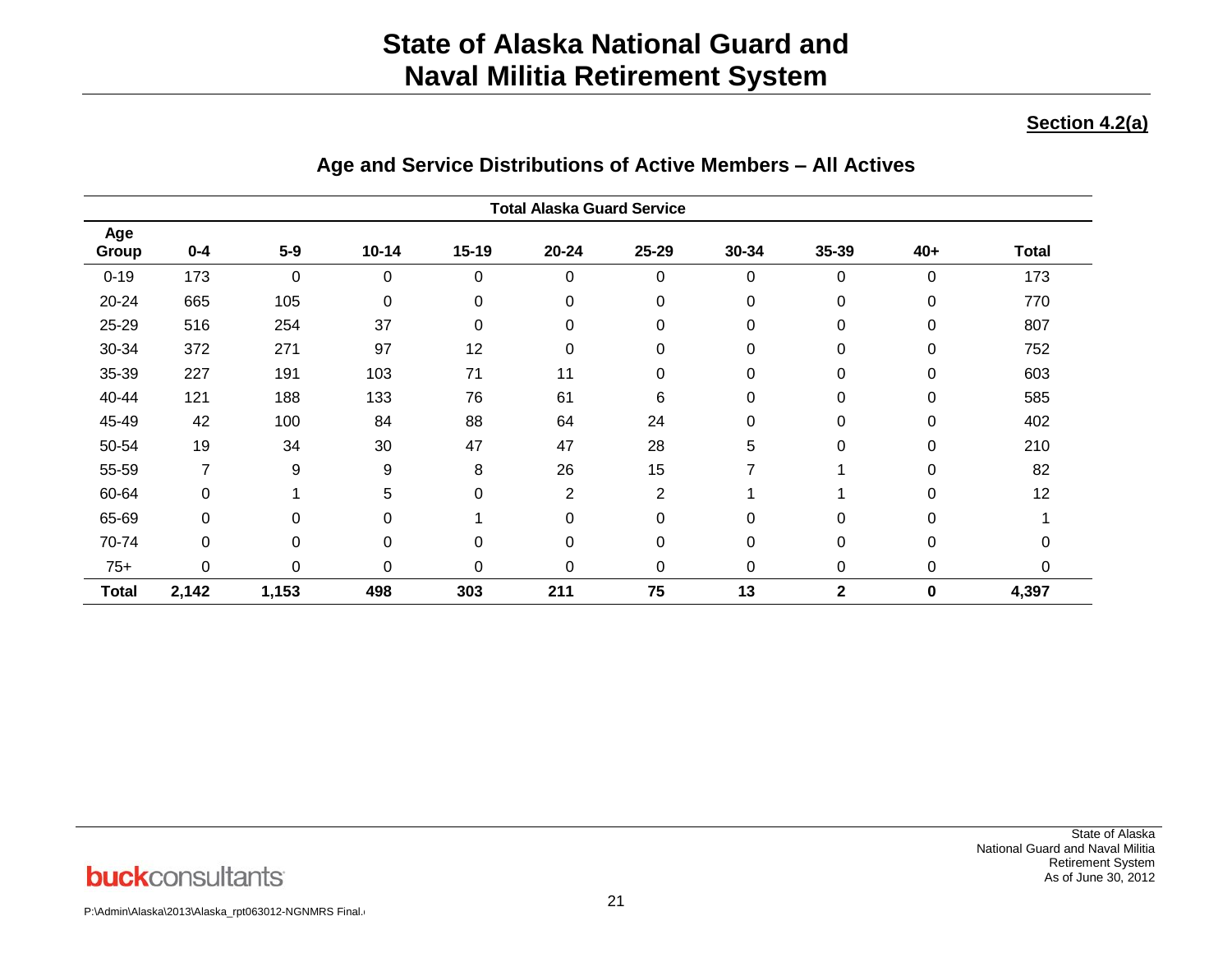## Section 4.2(a)

### Age and Service Distributions of Active Members – All Actives

| | Total Alaska Guard Service | | | | | | | | | |
|---|---|---|---|---|---|---|---|---|---|---|
| **Age Group** | **0-4** | **5-9** | **10-14** | **15-19** | **20-24** | **25-29** | **30-34** | **35-39** | **40+** | **Total** |
| 0-19 | 173 | 0 | 0 | 0 | 0 | 0 | 0 | 0 | 0 | 173 |
| 20-24 | 665 | 105 | 0 | 0 | 0 | 0 | 0 | 0 | 0 | 770 |
| 25-29 | 516 | 254 | 37 | 0 | 0 | 0 | 0 | 0 | 0 | 807 |
| 30-34 | 372 | 271 | 97 | 12 | 0 | 0 | 0 | 0 | 0 | 752 |
| 35-39 | 227 | 191 | 103 | 71 | 11 | 0 | 0 | 0 | 0 | 603 |
| 40-44 | 121 | 188 | 133 | 76 | 61 | 6 | 0 | 0 | 0 | 585 |
| 45-49 | 42 | 100 | 84 | 88 | 64 | 24 | 0 | 0 | 0 | 402 |
| 50-54 | 19 | 34 | 30 | 47 | 47 | 28 | 5 | 0 | 0 | 210 |
| 55-59 | 7 | 9 | 9 | 8 | 26 | 15 | 7 | 1 | 0 | 82 |
| 60-64 | 0 | 1 | 5 | 0 | 2 | 2 | 1 | 1 | 0 | 12 |
| 65-69 | 0 | 0 | 0 | 1 | 0 | 0 | 0 | 0 | 0 | 1 |
| 70-74 | 0 | 0 | 0 | 0 | 0 | 0 | 0 | 0 | 0 | 0 |
| 75+ | 0 | 0 | 0 | 0 | 0 | 0 | 0 | 0 | 0 | 0 |
| **Total** | **2,142** | **1,153** | **498** | **303** | **211** | **75** | **13** | **2** | **0** | **4,397** |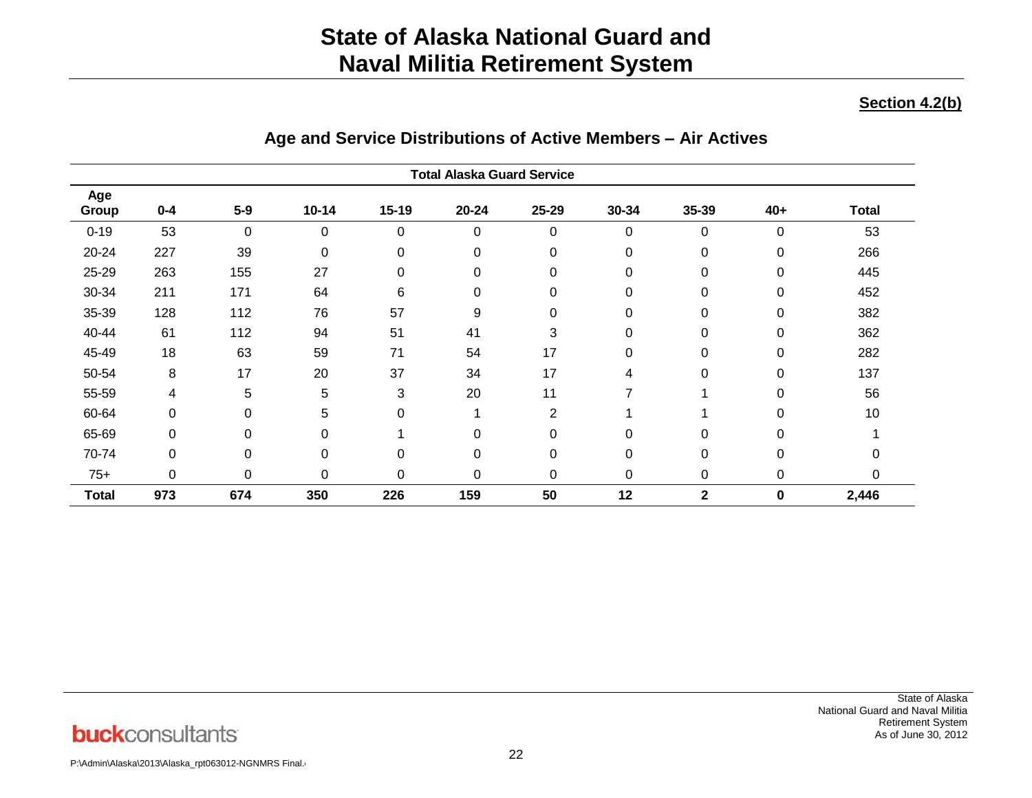# State of Alaska National Guard and Naval Militia Retirement System

**Section 4.2(b)**

## Age and Service Distributions of Active Members – Air Actives

| | Total Alaska Guard Service | | | | | | | | | |
|---|---|---|---|---|---|---|---|---|---|---|
| **Age Group** | **0-4** | **5-9** | **10-14** | **15-19** | **20-24** | **25-29** | **30-34** | **35-39** | **40+** | **Total** |
| 0-19 | 53 | 0 | 0 | 0 | 0 | 0 | 0 | 0 | 0 | 53 |
| 20-24 | 227 | 39 | 0 | 0 | 0 | 0 | 0 | 0 | 0 | 266 |
| 25-29 | 263 | 155 | 27 | 0 | 0 | 0 | 0 | 0 | 0 | 445 |
| 30-34 | 211 | 171 | 64 | 6 | 0 | 0 | 0 | 0 | 0 | 452 |
| 35-39 | 128 | 112 | 76 | 57 | 9 | 0 | 0 | 0 | 0 | 382 |
| 40-44 | 61 | 112 | 94 | 51 | 41 | 3 | 0 | 0 | 0 | 362 |
| 45-49 | 18 | 63 | 59 | 71 | 54 | 17 | 0 | 0 | 0 | 282 |
| 50-54 | 8 | 17 | 20 | 37 | 34 | 17 | 4 | 0 | 0 | 137 |
| 55-59 | 4 | 5 | 5 | 3 | 20 | 11 | 7 | 1 | 0 | 56 |
| 60-64 | 0 | 0 | 5 | 0 | 1 | 2 | 1 | 1 | 0 | 10 |
| 65-69 | 0 | 0 | 0 | 1 | 0 | 0 | 0 | 0 | 0 | 1 |
| 70-74 | 0 | 0 | 0 | 0 | 0 | 0 | 0 | 0 | 0 | 0 |
| 75+ | 0 | 0 | 0 | 0 | 0 | 0 | 0 | 0 | 0 | 0 |
| **Total** | **973** | **674** | **350** | **226** | **159** | **50** | **12** | **2** | **0** | **2,446** |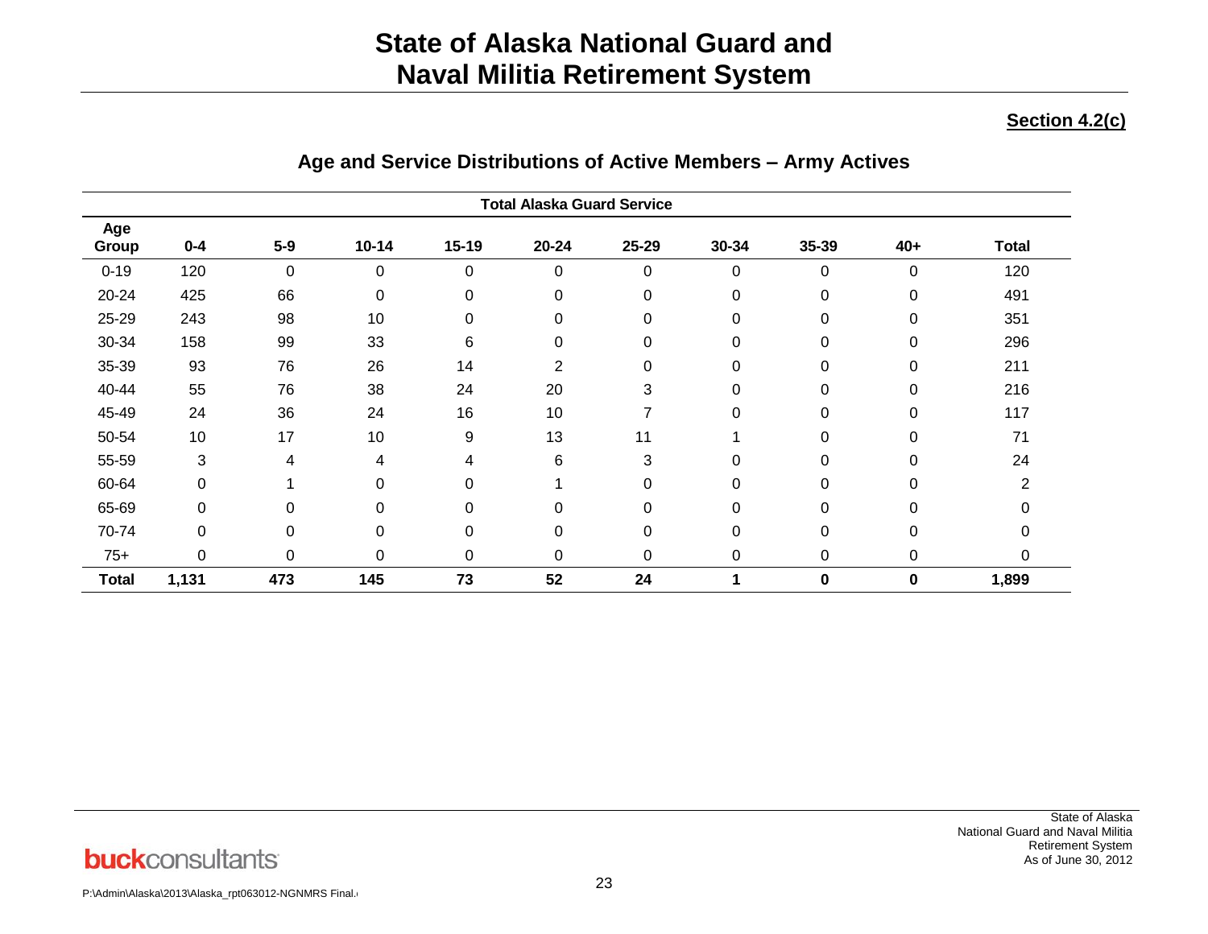# State of Alaska National Guard and Naval Militia Retirement System

**Section 4.2(c)**

## Age and Service Distributions of Active Members – Army Actives

| | Total Alaska Guard Service | | | | | | | | | |
|---|---|---|---|---|---|---|---|---|---|---|
| **Age Group** | **0-4** | **5-9** | **10-14** | **15-19** | **20-24** | **25-29** | **30-34** | **35-39** | **40+** | **Total** |
| 0-19 | 120 | 0 | 0 | 0 | 0 | 0 | 0 | 0 | 0 | 120 |
| 20-24 | 425 | 66 | 0 | 0 | 0 | 0 | 0 | 0 | 0 | 491 |
| 25-29 | 243 | 98 | 10 | 0 | 0 | 0 | 0 | 0 | 0 | 351 |
| 30-34 | 158 | 99 | 33 | 6 | 0 | 0 | 0 | 0 | 0 | 296 |
| 35-39 | 93 | 76 | 26 | 14 | 2 | 0 | 0 | 0 | 0 | 211 |
| 40-44 | 55 | 76 | 38 | 24 | 20 | 3 | 0 | 0 | 0 | 216 |
| 45-49 | 24 | 36 | 24 | 16 | 10 | 7 | 0 | 0 | 0 | 117 |
| 50-54 | 10 | 17 | 10 | 9 | 13 | 11 | 1 | 0 | 0 | 71 |
| 55-59 | 3 | 4 | 4 | 4 | 6 | 3 | 0 | 0 | 0 | 24 |
| 60-64 | 0 | 1 | 0 | 0 | 1 | 0 | 0 | 0 | 0 | 2 |
| 65-69 | 0 | 0 | 0 | 0 | 0 | 0 | 0 | 0 | 0 | 0 |
| 70-74 | 0 | 0 | 0 | 0 | 0 | 0 | 0 | 0 | 0 | 0 |
| 75+ | 0 | 0 | 0 | 0 | 0 | 0 | 0 | 0 | 0 | 0 |
| **Total** | **1,131** | **473** | **145** | **73** | **52** | **24** | **1** | **0** | **0** | **1,899** |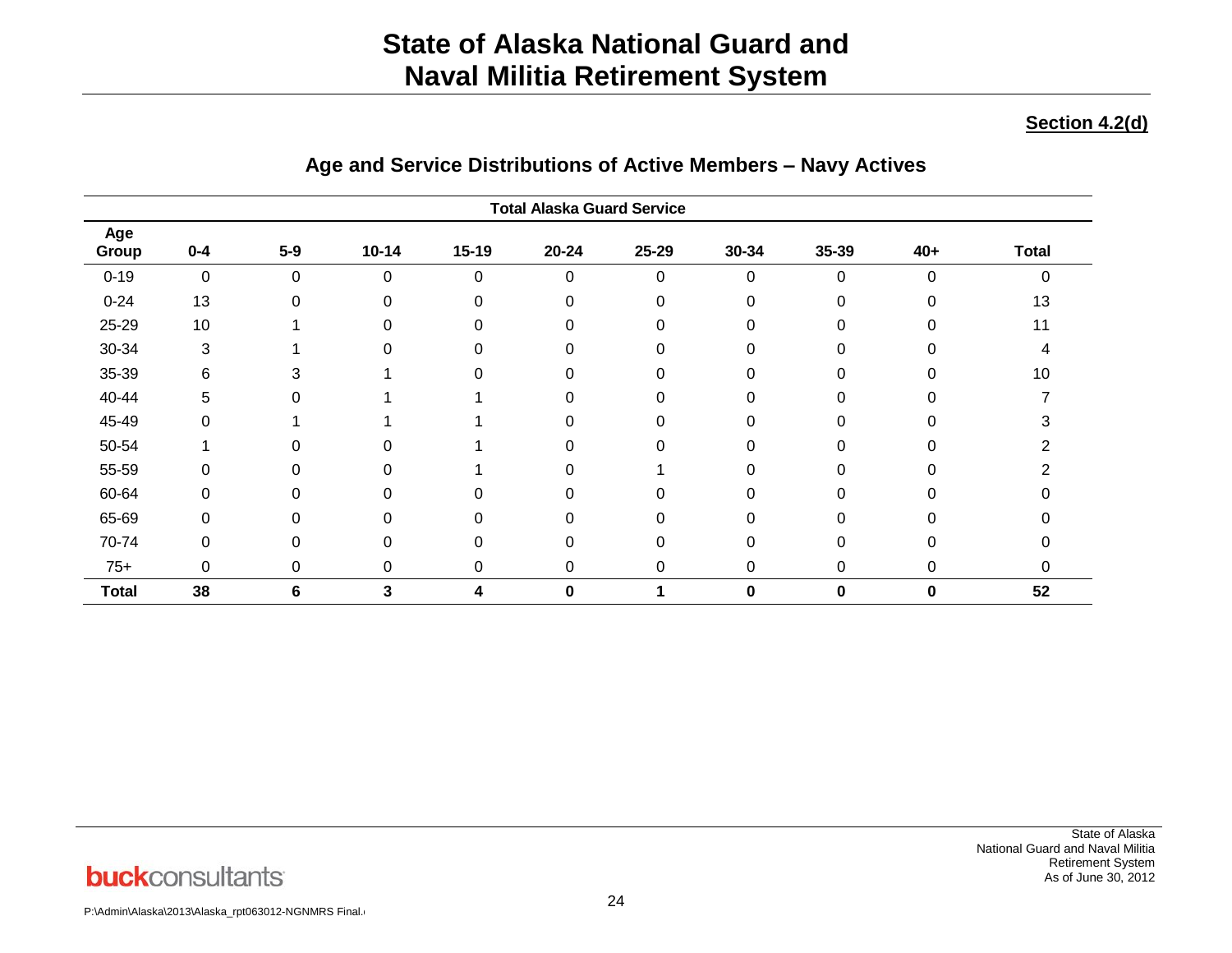# State of Alaska National Guard and Naval Militia Retirement System

**Section 4.2(d)**

## Age and Service Distributions of Active Members – Navy Actives

| | Total Alaska Guard Service | | | | | | | | | |
|---|---|---|---|---|---|---|---|---|---|---|
| **Age Group** | **0-4** | **5-9** | **10-14** | **15-19** | **20-24** | **25-29** | **30-34** | **35-39** | **40+** | **Total** |
| 0-19 | 0 | 0 | 0 | 0 | 0 | 0 | 0 | 0 | 0 | 0 |
| 0-24 | 13 | 0 | 0 | 0 | 0 | 0 | 0 | 0 | 0 | 13 |
| 25-29 | 10 | 1 | 0 | 0 | 0 | 0 | 0 | 0 | 0 | 11 |
| 30-34 | 3 | 1 | 0 | 0 | 0 | 0 | 0 | 0 | 0 | 4 |
| 35-39 | 6 | 3 | 1 | 0 | 0 | 0 | 0 | 0 | 0 | 10 |
| 40-44 | 5 | 0 | 1 | 1 | 0 | 0 | 0 | 0 | 0 | 7 |
| 45-49 | 0 | 1 | 1 | 1 | 0 | 0 | 0 | 0 | 0 | 3 |
| 50-54 | 1 | 0 | 0 | 1 | 0 | 0 | 0 | 0 | 0 | 2 |
| 55-59 | 0 | 0 | 0 | 1 | 0 | 1 | 0 | 0 | 0 | 2 |
| 60-64 | 0 | 0 | 0 | 0 | 0 | 0 | 0 | 0 | 0 | 0 |
| 65-69 | 0 | 0 | 0 | 0 | 0 | 0 | 0 | 0 | 0 | 0 |
| 70-74 | 0 | 0 | 0 | 0 | 0 | 0 | 0 | 0 | 0 | 0 |
| 75+ | 0 | 0 | 0 | 0 | 0 | 0 | 0 | 0 | 0 | 0 |
| **Total** | **38** | **6** | **3** | **4** | **0** | **1** | **0** | **0** | **0** | **52** |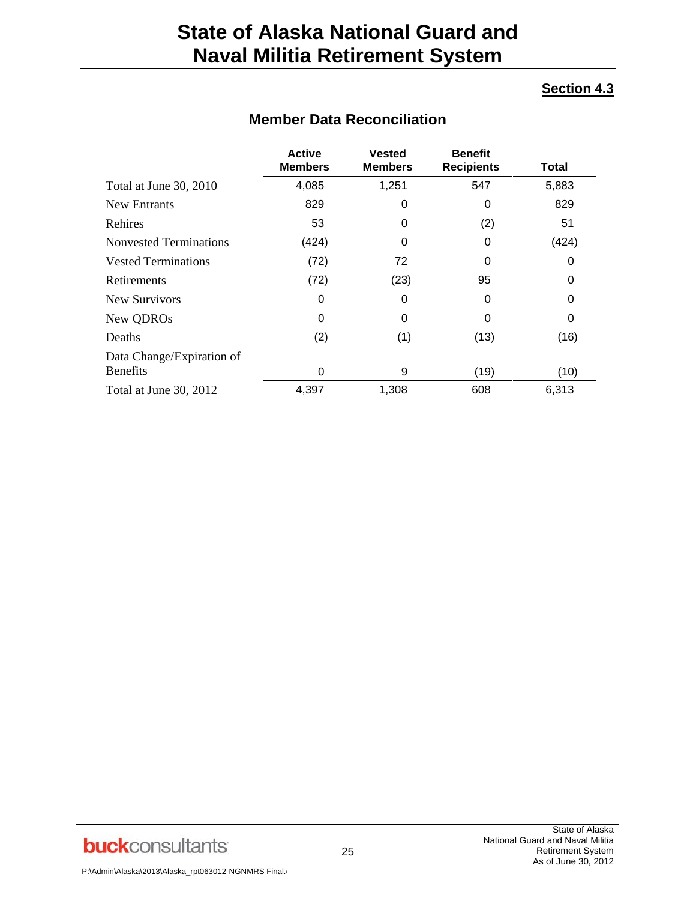# State of Alaska National Guard and Naval Militia Retirement System

**Section 4.3**

## Member Data Reconciliation

| | Active Members | Vested Members | Benefit Recipients | Total |
|---|---|---|---|---|
| Total at June 30, 2010 | 4,085 | 1,251 | 547 | 5,883 |
| New Entrants | 829 | 0 | 0 | 829 |
| Rehires | 53 | 0 | (2) | 51 |
| Nonvested Terminations | (424) | 0 | 0 | (424) |
| Vested Terminations | (72) | 72 | 0 | 0 |
| Retirements | (72) | (23) | 95 | 0 |
| New Survivors | 0 | 0 | 0 | 0 |
| New QDROs | 0 | 0 | 0 | 0 |
| Deaths | (2) | (1) | (13) | (16) |
| Data Change/Expiration of Benefits | 0 | 9 | (19) | (10) |
| Total at June 30, 2012 | 4,397 | 1,308 | 608 | 6,313 |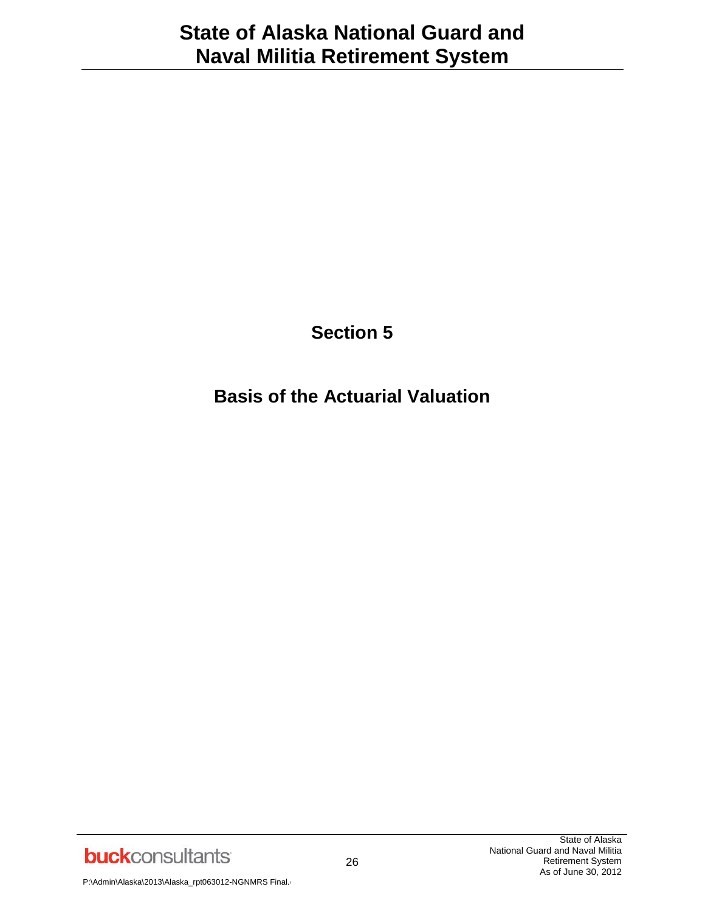# Section 5

## Basis of the Actuarial Valuation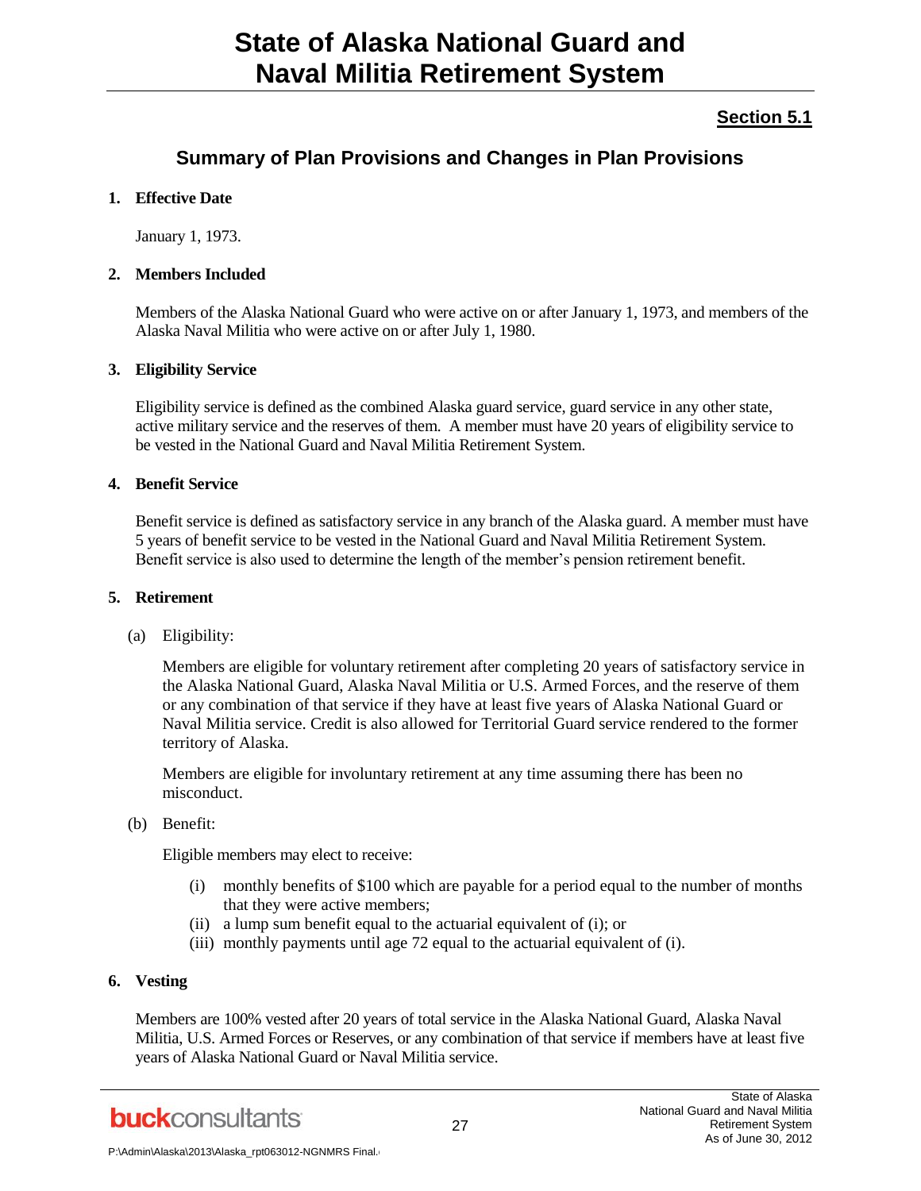## Section 5.1

## Summary of Plan Provisions and Changes in Plan Provisions

**1. Effective Date**

January 1, 1973.

**2. Members Included**

Members of the Alaska National Guard who were active on or after January 1, 1973, and members of the Alaska Naval Militia who were active on or after July 1, 1980.

**3. Eligibility Service**

Eligibility service is defined as the combined Alaska guard service, guard service in any other state, active military service and the reserves of them. A member must have 20 years of eligibility service to be vested in the National Guard and Naval Militia Retirement System.

**4. Benefit Service**

Benefit service is defined as satisfactory service in any branch of the Alaska guard. A member must have 5 years of benefit service to be vested in the National Guard and Naval Militia Retirement System. Benefit service is also used to determine the length of the member's pension retirement benefit.

**5. Retirement**

(a) Eligibility:

Members are eligible for voluntary retirement after completing 20 years of satisfactory service in the Alaska National Guard, Alaska Naval Militia or U.S. Armed Forces, and the reserve of them or any combination of that service if they have at least five years of Alaska National Guard or Naval Militia service. Credit is also allowed for Territorial Guard service rendered to the former territory of Alaska.

Members are eligible for involuntary retirement at any time assuming there has been no misconduct.

(b) Benefit:

Eligible members may elect to receive:

(i) monthly benefits of $100 which are payable for a period equal to the number of months that they were active members;
(ii) a lump sum benefit equal to the actuarial equivalent of (i); or
(iii) monthly payments until age 72 equal to the actuarial equivalent of (i).

**6. Vesting**

Members are 100% vested after 20 years of total service in the Alaska National Guard, Alaska Naval Militia, U.S. Armed Forces or Reserves, or any combination of that service if members have at least five years of Alaska National Guard or Naval Militia service.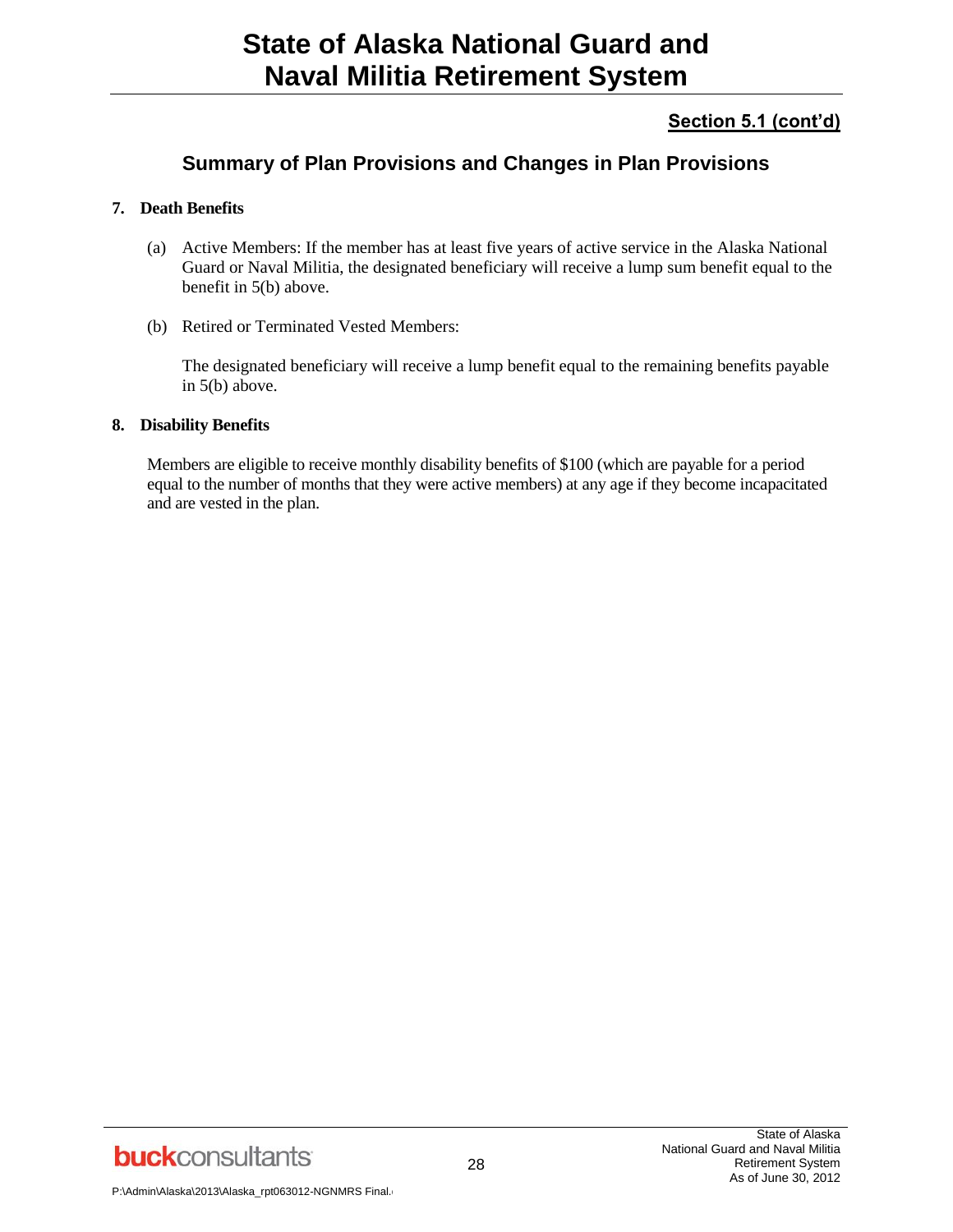**Section 5.1 (cont'd)**

## Summary of Plan Provisions and Changes in Plan Provisions

**7. Death Benefits**

(a) Active Members: If the member has at least five years of active service in the Alaska National Guard or Naval Militia, the designated beneficiary will receive a lump sum benefit equal to the benefit in 5(b) above.

(b) Retired or Terminated Vested Members:

The designated beneficiary will receive a lump benefit equal to the remaining benefits payable in 5(b) above.

**8. Disability Benefits**

Members are eligible to receive monthly disability benefits of $100 (which are payable for a period equal to the number of months that they were active members) at any age if they become incapacitated and are vested in the plan.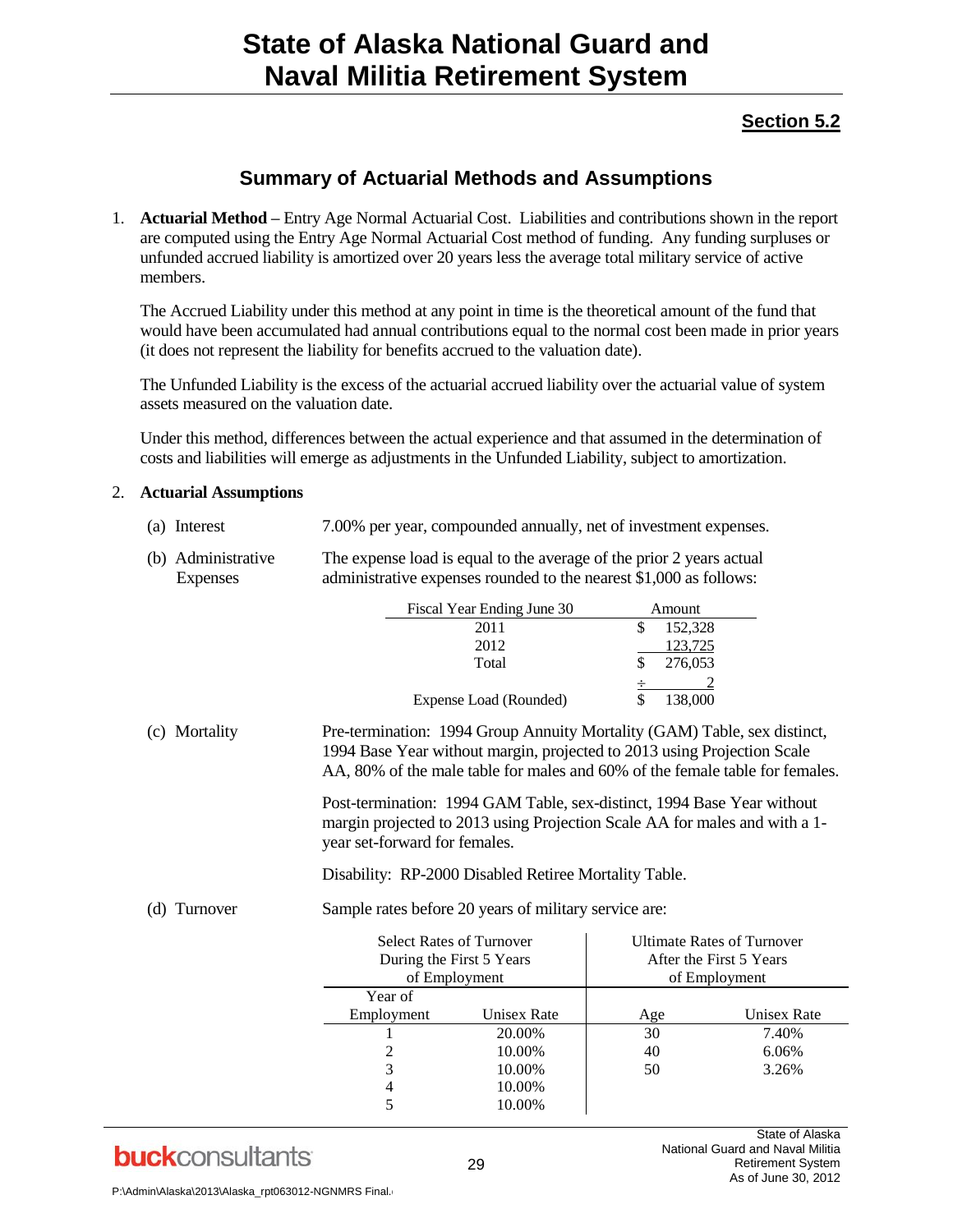## Section 5.2

## Summary of Actuarial Methods and Assumptions

1. **Actuarial Method** – Entry Age Normal Actuarial Cost. Liabilities and contributions shown in the report are computed using the Entry Age Normal Actuarial Cost method of funding. Any funding surpluses or unfunded accrued liability is amortized over 20 years less the average total military service of active members.

   The Accrued Liability under this method at any point in time is the theoretical amount of the fund that would have been accumulated had annual contributions equal to the normal cost been made in prior years (it does not represent the liability for benefits accrued to the valuation date).

   The Unfunded Liability is the excess of the actuarial accrued liability over the actuarial value of system assets measured on the valuation date.

   Under this method, differences between the actual experience and that assumed in the determination of costs and liabilities will emerge as adjustments in the Unfunded Liability, subject to amortization.

2. **Actuarial Assumptions**

   (a) Interest — 7.00% per year, compounded annually, net of investment expenses.

   (b) Administrative Expenses — The expense load is equal to the average of the prior 2 years actual administrative expenses rounded to the nearest $1,000 as follows:

| Fiscal Year Ending June 30 | Amount |
|---|---|
| 2011 | $ 152,328 |
| 2012 | 123,725 |
| Total | $ 276,053 |
| | ÷ 2 |
| Expense Load (Rounded) | $ 138,000 |

   (c) Mortality — Pre-termination: 1994 Group Annuity Mortality (GAM) Table, sex distinct, 1994 Base Year without margin, projected to 2013 using Projection Scale AA, 80% of the male table for males and 60% of the female table for females.

   Post-termination: 1994 GAM Table, sex-distinct, 1994 Base Year without margin projected to 2013 using Projection Scale AA for males and with a 1-year set-forward for females.

   Disability: RP-2000 Disabled Retiree Mortality Table.

   (d) Turnover — Sample rates before 20 years of military service are:

| Select Rates of Turnover During the First 5 Years of Employment | | Ultimate Rates of Turnover After the First 5 Years of Employment | |
|---|---|---|---|
| Year of Employment | Unisex Rate | Age | Unisex Rate |
| 1 | 20.00% | 30 | 7.40% |
| 2 | 10.00% | 40 | 6.06% |
| 3 | 10.00% | 50 | 3.26% |
| 4 | 10.00% | | |
| 5 | 10.00% | | |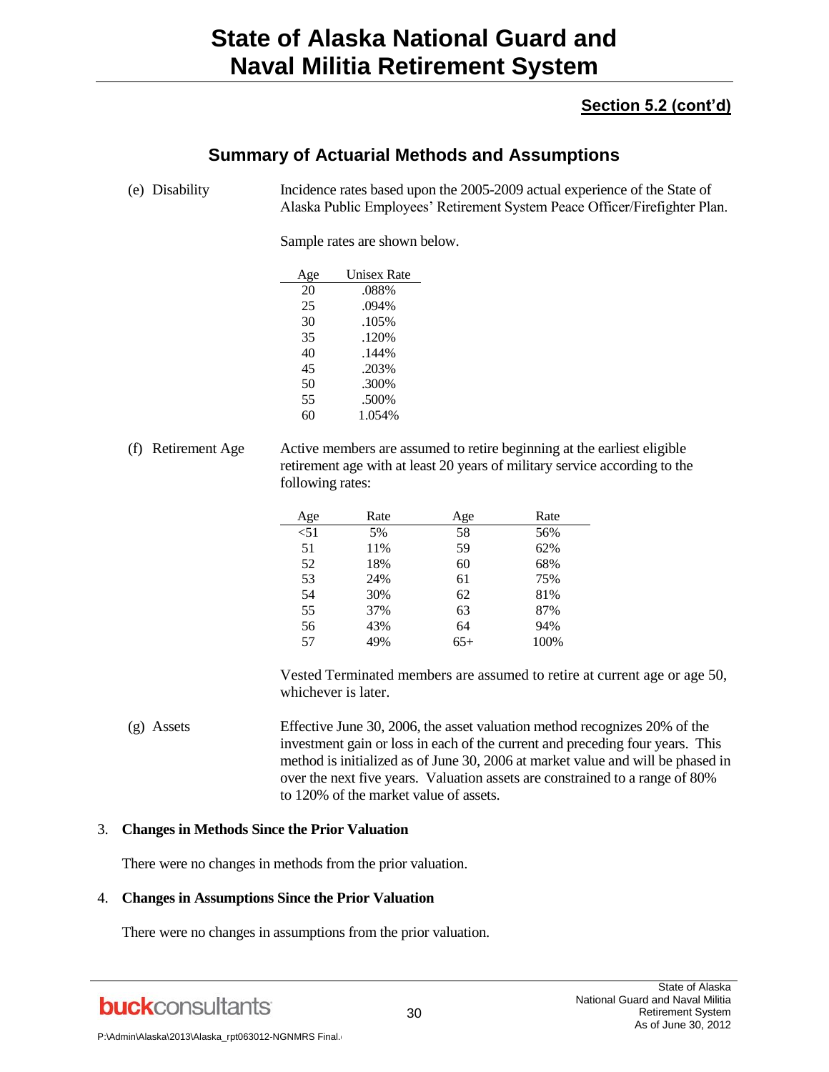## Section 5.2 (cont'd)

## Summary of Actuarial Methods and Assumptions

(e) Disability

Incidence rates based upon the 2005-2009 actual experience of the State of Alaska Public Employees' Retirement System Peace Officer/Firefighter Plan.

Sample rates are shown below.

| Age | Unisex Rate |
|---|---|
| 20 | .088% |
| 25 | .094% |
| 30 | .105% |
| 35 | .120% |
| 40 | .144% |
| 45 | .203% |
| 50 | .300% |
| 55 | .500% |
| 60 | 1.054% |

(f) Retirement Age

Active members are assumed to retire beginning at the earliest eligible retirement age with at least 20 years of military service according to the following rates:

| Age | Rate | Age | Rate |
|---|---|---|---|
| <51 | 5% | 58 | 56% |
| 51 | 11% | 59 | 62% |
| 52 | 18% | 60 | 68% |
| 53 | 24% | 61 | 75% |
| 54 | 30% | 62 | 81% |
| 55 | 37% | 63 | 87% |
| 56 | 43% | 64 | 94% |
| 57 | 49% | 65+ | 100% |

Vested Terminated members are assumed to retire at current age or age 50, whichever is later.

(g) Assets

Effective June 30, 2006, the asset valuation method recognizes 20% of the investment gain or loss in each of the current and preceding four years. This method is initialized as of June 30, 2006 at market value and will be phased in over the next five years. Valuation assets are constrained to a range of 80% to 120% of the market value of assets.

3. **Changes in Methods Since the Prior Valuation**

There were no changes in methods from the prior valuation.

4. **Changes in Assumptions Since the Prior Valuation**

There were no changes in assumptions from the prior valuation.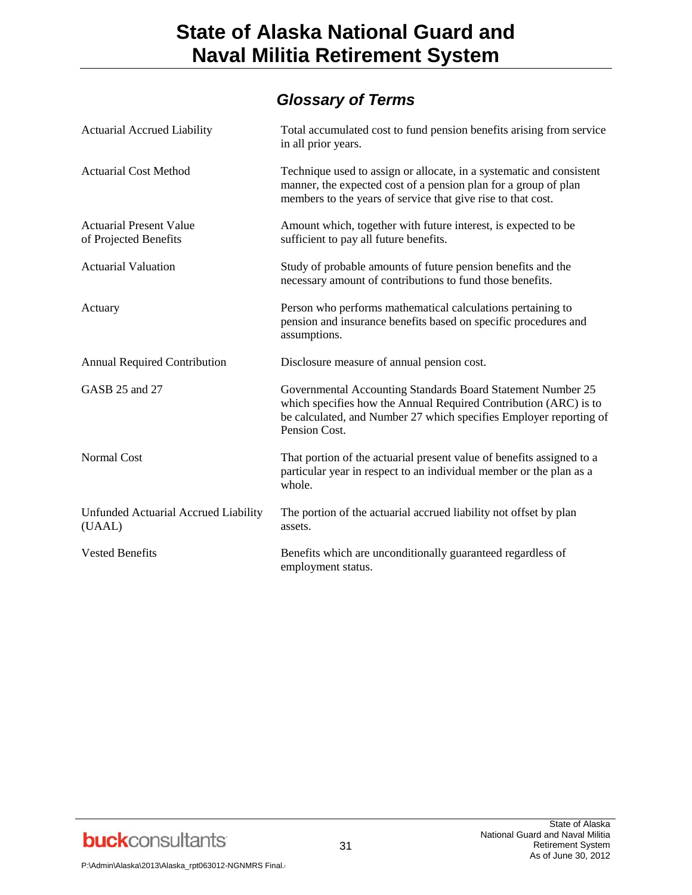## Glossary of Terms

| | |
|---|---|
| Actuarial Accrued Liability | Total accumulated cost to fund pension benefits arising from service in all prior years. |
| Actuarial Cost Method | Technique used to assign or allocate, in a systematic and consistent manner, the expected cost of a pension plan for a group of plan members to the years of service that give rise to that cost. |
| Actuarial Present Value of Projected Benefits | Amount which, together with future interest, is expected to be sufficient to pay all future benefits. |
| Actuarial Valuation | Study of probable amounts of future pension benefits and the necessary amount of contributions to fund those benefits. |
| Actuary | Person who performs mathematical calculations pertaining to pension and insurance benefits based on specific procedures and assumptions. |
| Annual Required Contribution | Disclosure measure of annual pension cost. |
| GASB 25 and 27 | Governmental Accounting Standards Board Statement Number 25 which specifies how the Annual Required Contribution (ARC) is to be calculated, and Number 27 which specifies Employer reporting of Pension Cost. |
| Normal Cost | That portion of the actuarial present value of benefits assigned to a particular year in respect to an individual member or the plan as a whole. |
| Unfunded Actuarial Accrued Liability (UAAL) | The portion of the actuarial accrued liability not offset by plan assets. |
| Vested Benefits | Benefits which are unconditionally guaranteed regardless of employment status. |